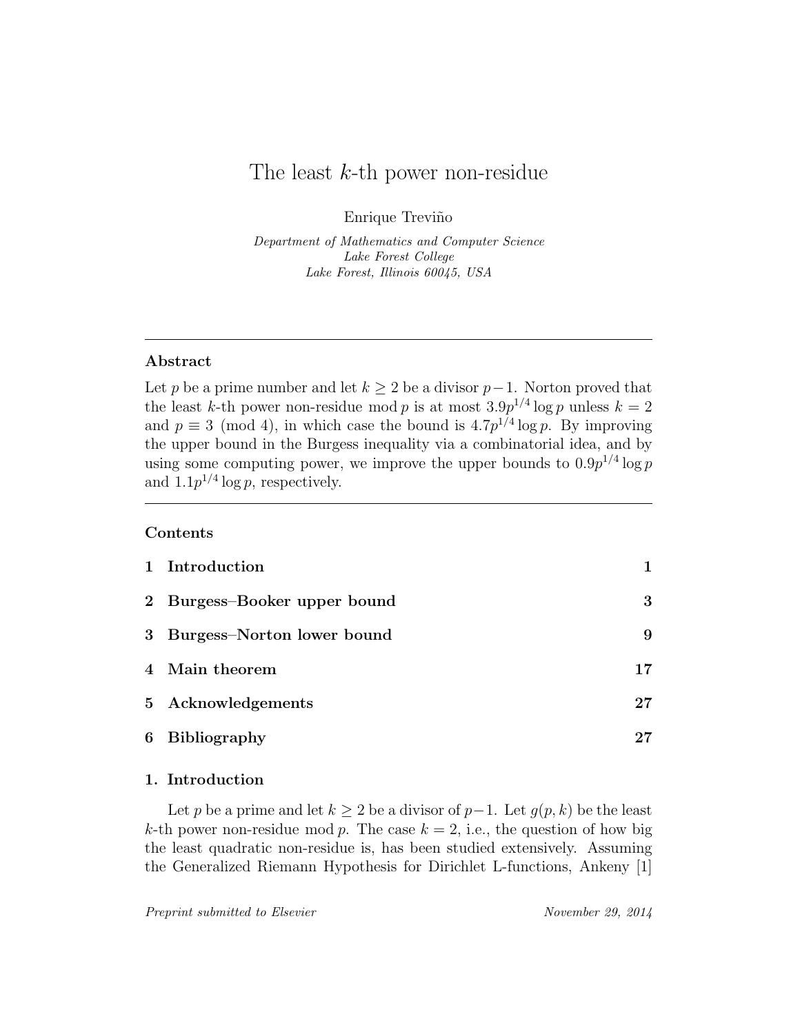# The least $k$-th power non-residue

Enrique Treviño

*Department of Mathematics and Computer Science*
*Lake Forest College*
*Lake Forest, Illinois 60045, USA*

---

## Abstract

Let $p$ be a prime number and let $k \geq 2$ be a divisor $p-1$. Norton proved that the least $k$-th power non-residue mod $p$ is at most $3.9p^{1/4}\log p$ unless $k = 2$ and $p \equiv 3 \pmod 4$, in which case the bound is $4.7p^{1/4}\log p$. By improving the upper bound in the Burgess inequality via a combinatorial idea, and by using some computing power, we improve the upper bounds to $0.9p^{1/4}\log p$ and $1.1p^{1/4}\log p$, respectively.

---

**Contents**

| | | |
|---|---|---|
| **1** | **Introduction** | **1** |
| **2** | **Burgess–Booker upper bound** | **3** |
| **3** | **Burgess–Norton lower bound** | **9** |
| **4** | **Main theorem** | **17** |
| **5** | **Acknowledgements** | **27** |
| **6** | **Bibliography** | **27** |

## 1. Introduction

Let $p$ be a prime and let $k \geq 2$ be a divisor of $p-1$. Let $g(p,k)$ be the least $k$-th power non-residue mod $p$. The case $k = 2$, i.e., the question of how big the least quadratic non-residue is, has been studied extensively. Assuming the Generalized Riemann Hypothesis for Dirichlet L-functions, Ankeny [1]

*Preprint submitted to Elsevier* November 29, 2014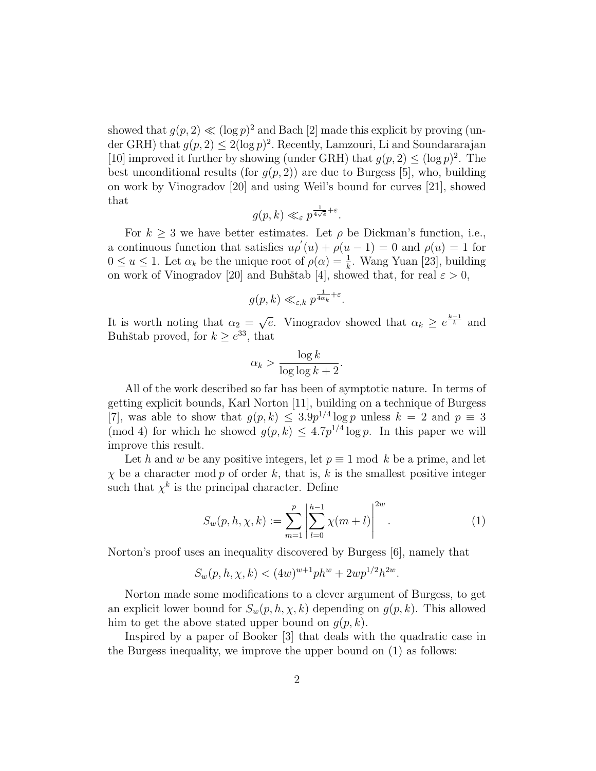showed that $g(p,2) \ll (\log p)^2$ and Bach [2] made this explicit by proving (under GRH) that $g(p,2) \leq 2(\log p)^2$. Recently, Lamzouri, Li and Soundararajan [10] improved it further by showing (under GRH) that $g(p,2) \leq (\log p)^2$. The best unconditional results (for $g(p,2)$) are due to Burgess [5], who, building on work by Vinogradov [20] and using Weil's bound for curves [21], showed that

$$g(p,k) \ll_{\varepsilon} p^{\frac{1}{4\sqrt{e}}+\varepsilon}.$$

For $k \geq 3$ we have better estimates. Let $\rho$ be Dickman's function, i.e., a continuous function that satisfies $u\rho^{'}(u) + \rho(u-1) = 0$ and $\rho(u) = 1$ for $0 \leq u \leq 1$. Let $\alpha_k$ be the unique root of $\rho(\alpha) = \frac{1}{k}$. Wang Yuan [23], building on work of Vinogradov [20] and Buhštab [4], showed that, for real $\varepsilon > 0$,

$$g(p,k) \ll_{\varepsilon,k} p^{\frac{1}{4\alpha_k}+\varepsilon}.$$

It is worth noting that $\alpha_2 = \sqrt{e}$. Vinogradov showed that $\alpha_k \geq e^{\frac{k-1}{k}}$ and Buhštab proved, for $k \geq e^{33}$, that

$$\alpha_k > \frac{\log k}{\log\log k + 2}.$$

All of the work described so far has been of aymptotic nature. In terms of getting explicit bounds, Karl Norton [11], building on a technique of Burgess [7], was able to show that $g(p,k) \leq 3.9p^{1/4}\log p$ unless $k = 2$ and $p \equiv 3 \pmod 4$ for which he showed $g(p,k) \leq 4.7p^{1/4}\log p$. In this paper we will improve this result.

Let $h$ and $w$ be any positive integers, let $p \equiv 1 \bmod k$ be a prime, and let $\chi$ be a character $\bmod\, p$ of order $k$, that is, $k$ is the smallest positive integer such that $\chi^k$ is the principal character. Define

$$S_w(p,h,\chi,k) := \sum_{m=1}^{p} \left| \sum_{l=0}^{h-1} \chi(m+l) \right|^{2w}. \tag{1}$$

Norton's proof uses an inequality discovered by Burgess [6], namely that

$$S_w(p,h,\chi,k) < (4w)^{w+1}ph^w + 2wp^{1/2}h^{2w}.$$

Norton made some modifications to a clever argument of Burgess, to get an explicit lower bound for $S_w(p,h,\chi,k)$ depending on $g(p,k)$. This allowed him to get the above stated upper bound on $g(p,k)$.

Inspired by a paper of Booker [3] that deals with the quadratic case in the Burgess inequality, we improve the upper bound on (1) as follows: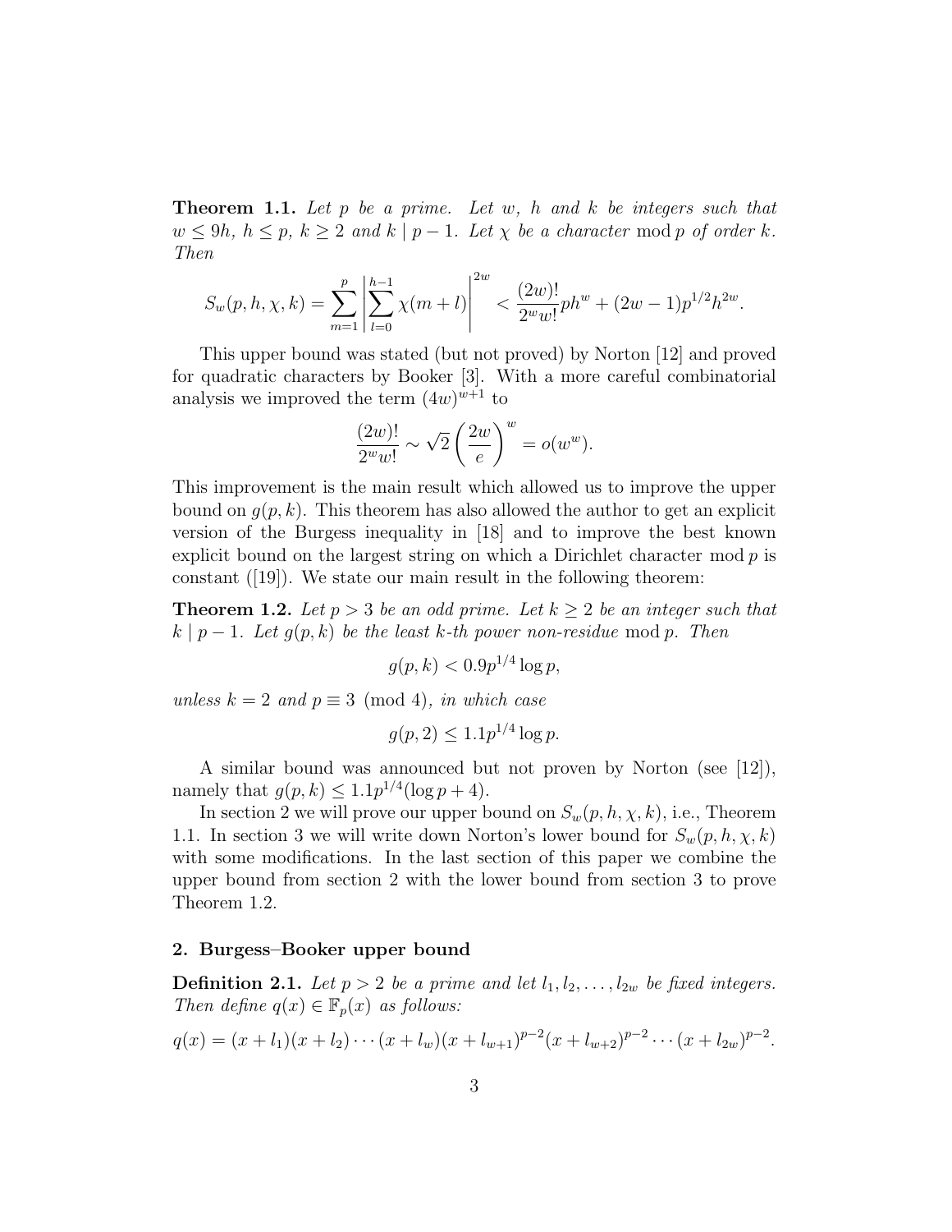**Theorem 1.1.** *Let $p$ be a prime. Let $w$, $h$ and $k$ be integers such that $w \leq 9h$, $h \leq p$, $k \geq 2$ and $k \mid p-1$. Let $\chi$ be a character* $\bmod\, p$ *of order $k$. Then*

$$S_w(p,h,\chi,k) = \sum_{m=1}^{p} \left| \sum_{l=0}^{h-1} \chi(m+l) \right|^{2w} < \frac{(2w)!}{2^w w!} p h^w + (2w-1) p^{1/2} h^{2w}.$$

This upper bound was stated (but not proved) by Norton [12] and proved for quadratic characters by Booker [3]. With a more careful combinatorial analysis we improved the term $(4w)^{w+1}$ to

$$\frac{(2w)!}{2^w w!} \sim \sqrt{2} \left( \frac{2w}{e} \right)^w = o(w^w).$$

This improvement is the main result which allowed us to improve the upper bound on $g(p,k)$. This theorem has also allowed the author to get an explicit version of the Burgess inequality in [18] and to improve the best known explicit bound on the largest string on which a Dirichlet character $\bmod\, p$ is constant ([19]). We state our main result in the following theorem:

**Theorem 1.2.** *Let $p > 3$ be an odd prime. Let $k \geq 2$ be an integer such that $k \mid p-1$. Let $g(p,k)$ be the least $k$-th power non-residue* $\bmod\, p$*. Then*

$$g(p,k) < 0.9 p^{1/4} \log p,$$

*unless $k = 2$ and $p \equiv 3 \pmod 4$, in which case*

$$g(p,2) \leq 1.1 p^{1/4} \log p.$$

A similar bound was announced but not proven by Norton (see [12]), namely that $g(p,k) \leq 1.1 p^{1/4} (\log p + 4)$.

In section 2 we will prove our upper bound on $S_w(p,h,\chi,k)$, i.e., Theorem 1.1. In section 3 we will write down Norton's lower bound for $S_w(p,h,\chi,k)$ with some modifications. In the last section of this paper we combine the upper bound from section 2 with the lower bound from section 3 to prove Theorem 1.2.

## 2. Burgess–Booker upper bound

**Definition 2.1.** *Let $p > 2$ be a prime and let $l_1, l_2, \ldots, l_{2w}$ be fixed integers. Then define $q(x) \in \mathbb{F}_p(x)$ as follows:*

$$q(x) = (x+l_1)(x+l_2)\cdots(x+l_w)(x+l_{w+1})^{p-2}(x+l_{w+2})^{p-2}\cdots(x+l_{2w})^{p-2}.$$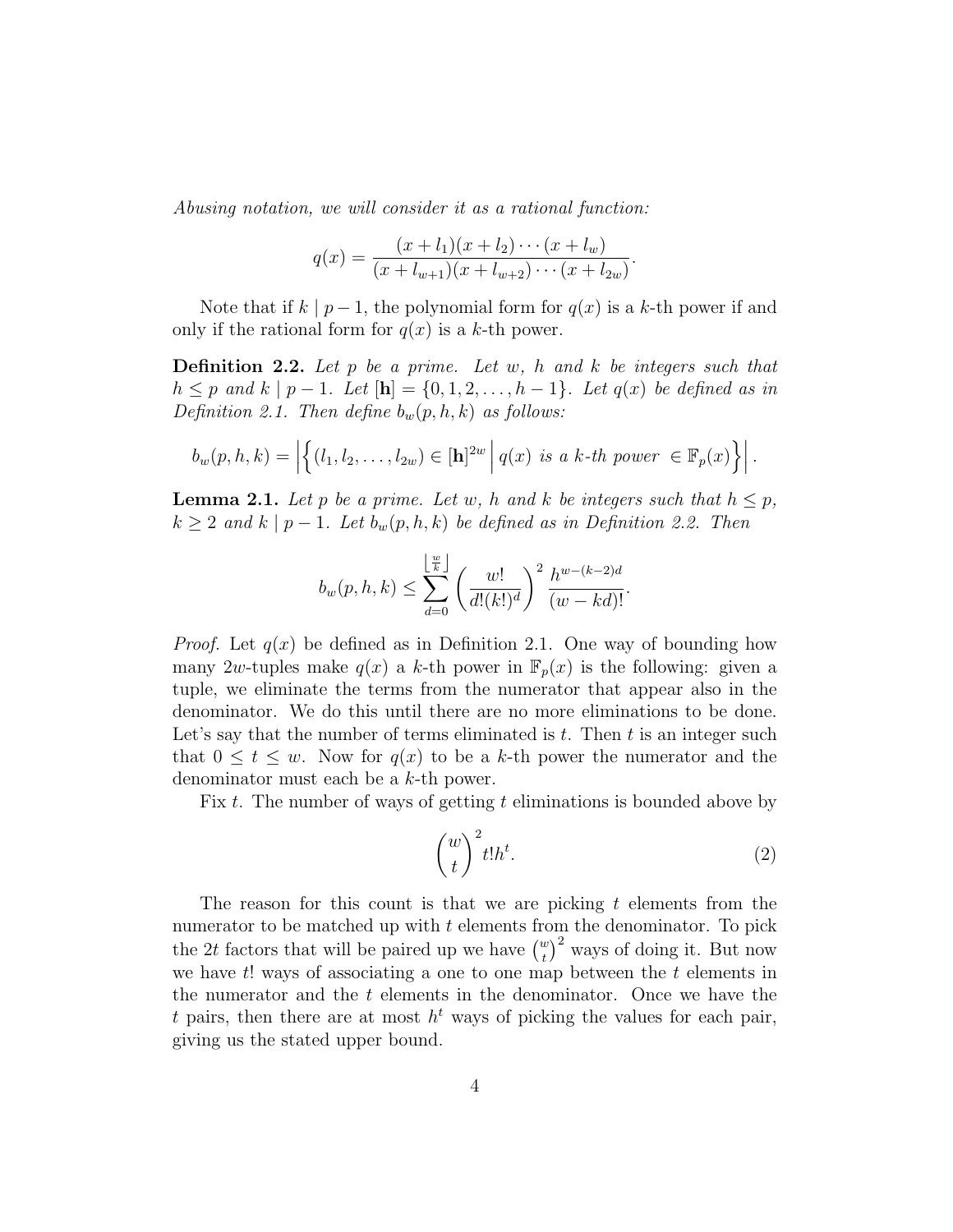*Abusing notation, we will consider it as a rational function:*

$$q(x) = \frac{(x+l_1)(x+l_2)\cdots(x+l_w)}{(x+l_{w+1})(x+l_{w+2})\cdots(x+l_{2w})}.$$

Note that if $k \mid p-1$, the polynomial form for $q(x)$ is a $k$-th power if and only if the rational form for $q(x)$ is a $k$-th power.

**Definition 2.2.** *Let $p$ be a prime. Let $w$, $h$ and $k$ be integers such that $h \leq p$ and $k \mid p-1$. Let $[\mathbf{h}] = \{0, 1, 2, \ldots, h-1\}$. Let $q(x)$ be defined as in Definition 2.1. Then define $b_w(p, h, k)$ as follows:*

$$b_w(p,h,k) = \left| \left\{ (l_1, l_2, \ldots, l_{2w}) \in [\mathbf{h}]^{2w} \;\middle|\; q(x) \text{ is a } k\text{-th power } \in \mathbb{F}_p(x) \right\} \right|.$$

**Lemma 2.1.** *Let $p$ be a prime. Let $w$, $h$ and $k$ be integers such that $h \leq p$, $k \geq 2$ and $k \mid p-1$. Let $b_w(p,h,k)$ be defined as in Definition 2.2. Then*

$$b_w(p,h,k) \leq \sum_{d=0}^{\left\lfloor \frac{w}{k} \right\rfloor} \left( \frac{w!}{d!(k!)^d} \right)^2 \frac{h^{w-(k-2)d}}{(w-kd)!}.$$

*Proof.* Let $q(x)$ be defined as in Definition 2.1. One way of bounding how many $2w$-tuples make $q(x)$ a $k$-th power in $\mathbb{F}_p(x)$ is the following: given a tuple, we eliminate the terms from the numerator that appear also in the denominator. We do this until there are no more eliminations to be done. Let's say that the number of terms eliminated is $t$. Then $t$ is an integer such that $0 \leq t \leq w$. Now for $q(x)$ to be a $k$-th power the numerator and the denominator must each be a $k$-th power.

Fix $t$. The number of ways of getting $t$ eliminations is bounded above by

$$\binom{w}{t}^2 t! h^t. \tag{2}$$

The reason for this count is that we are picking $t$ elements from the numerator to be matched up with $t$ elements from the denominator. To pick the $2t$ factors that will be paired up we have $\binom{w}{t}^2$ ways of doing it. But now we have $t!$ ways of associating a one to one map between the $t$ elements in the numerator and the $t$ elements in the denominator. Once we have the $t$ pairs, then there are at most $h^t$ ways of picking the values for each pair, giving us the stated upper bound.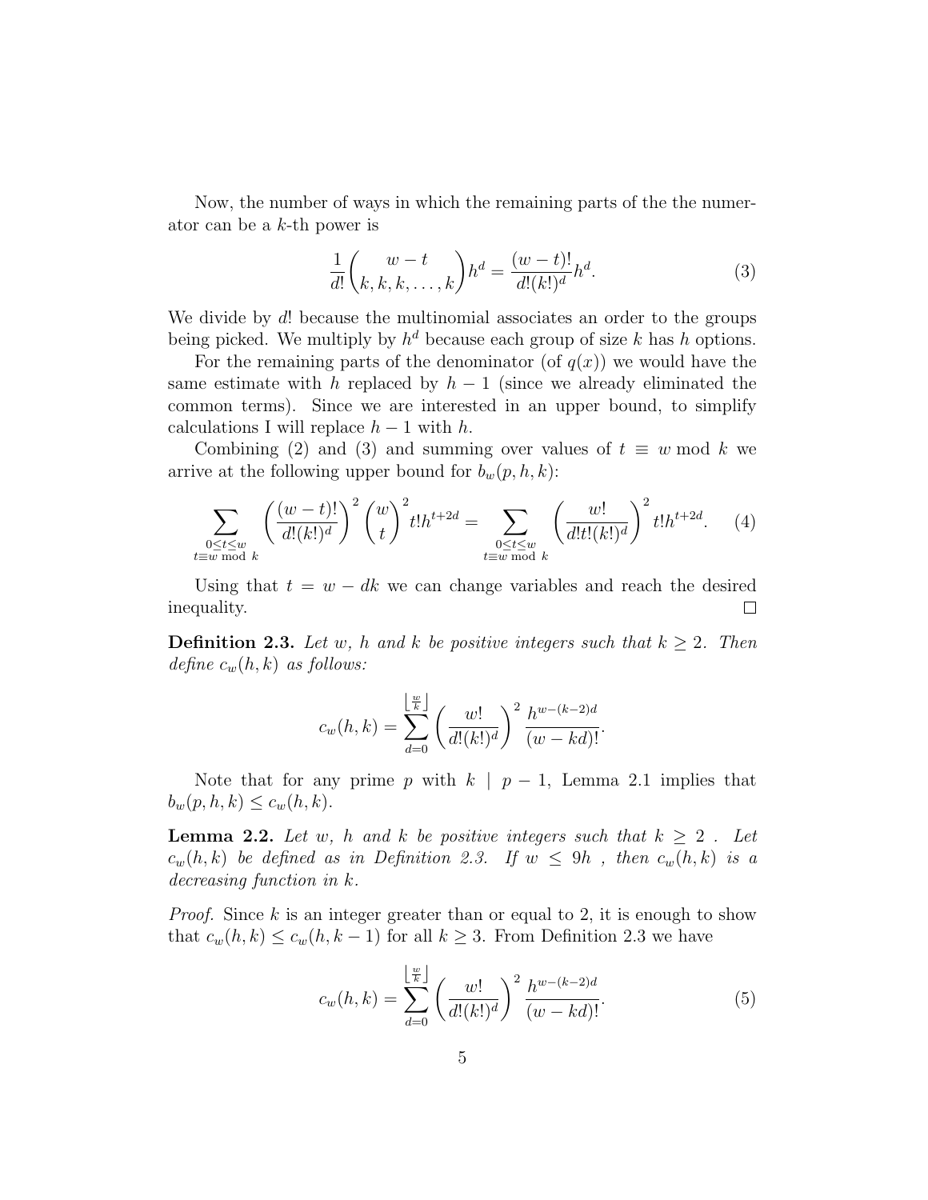Now, the number of ways in which the remaining parts of the the numerator can be a $k$-th power is

$$\frac{1}{d!}\binom{w-t}{k,k,k,\ldots,k}h^d = \frac{(w-t)!}{d!(k!)^d}h^d. \tag{3}$$

We divide by $d!$ because the multinomial associates an order to the groups being picked. We multiply by $h^d$ because each group of size $k$ has $h$ options.

For the remaining parts of the denominator (of $q(x)$) we would have the same estimate with $h$ replaced by $h-1$ (since we already eliminated the common terms). Since we are interested in an upper bound, to simplify calculations I will replace $h-1$ with $h$.

Combining (2) and (3) and summing over values of $t \equiv w \bmod k$ we arrive at the following upper bound for $b_w(p,h,k)$:

$$\sum_{\substack{0\le t\le w\\ t\equiv w \bmod k}} \left(\frac{(w-t)!}{d!(k!)^d}\right)^2 \binom{w}{t}^2 t!h^{t+2d} = \sum_{\substack{0\le t\le w\\ t\equiv w \bmod k}} \left(\frac{w!}{d!t!(k!)^d}\right)^2 t!h^{t+2d}. \tag{4}$$

Using that $t = w - dk$ we can change variables and reach the desired inequality. □

**Definition 2.3.** *Let $w$, $h$ and $k$ be positive integers such that $k \geq 2$. Then define $c_w(h,k)$ as follows:*

$$c_w(h,k) = \sum_{d=0}^{\left\lfloor \frac{w}{k}\right\rfloor} \left(\frac{w!}{d!(k!)^d}\right)^2 \frac{h^{w-(k-2)d}}{(w-kd)!}.$$

Note that for any prime $p$ with $k \mid p-1$, Lemma 2.1 implies that $b_w(p,h,k) \leq c_w(h,k)$.

**Lemma 2.2.** *Let $w$, $h$ and $k$ be positive integers such that $k \geq 2$ . Let $c_w(h,k)$ be defined as in Definition 2.3. If $w \leq 9h$ , then $c_w(h,k)$ is a decreasing function in $k$.*

*Proof.* Since $k$ is an integer greater than or equal to 2, it is enough to show that $c_w(h,k) \leq c_w(h,k-1)$ for all $k \geq 3$. From Definition 2.3 we have

$$c_w(h,k) = \sum_{d=0}^{\left\lfloor \frac{w}{k}\right\rfloor} \left(\frac{w!}{d!(k!)^d}\right)^2 \frac{h^{w-(k-2)d}}{(w-kd)!}. \tag{5}$$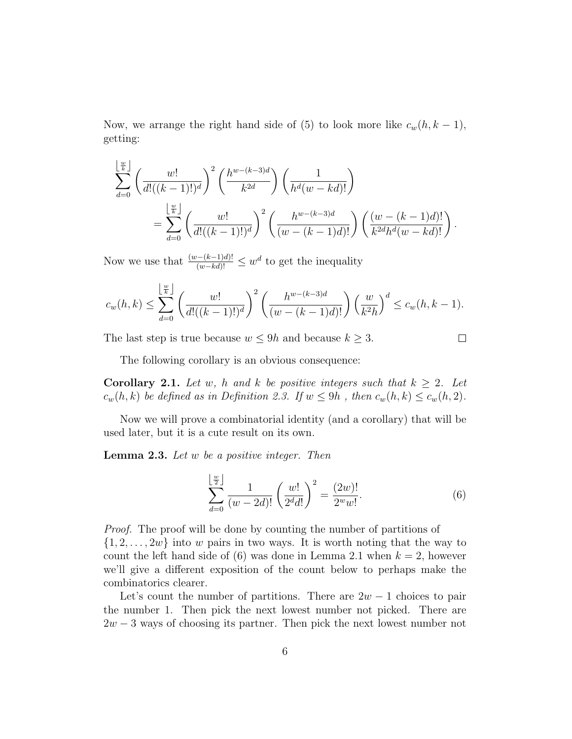Now, we arrange the right hand side of (5) to look more like $c_w(h, k-1)$, getting:

$$\sum_{d=0}^{\left\lfloor \frac{w}{k} \right\rfloor} \left( \frac{w!}{d!((k-1)!)^d} \right)^2 \left( \frac{h^{w-(k-3)d}}{k^{2d}} \right) \left( \frac{1}{h^d (w-kd)!} \right)$$
$$= \sum_{d=0}^{\left\lfloor \frac{w}{k} \right\rfloor} \left( \frac{w!}{d!((k-1)!)^d} \right)^2 \left( \frac{h^{w-(k-3)d}}{(w-(k-1)d)!} \right) \left( \frac{(w-(k-1)d)!}{k^{2d} h^d (w-kd)!} \right).$$

Now we use that $\frac{(w-(k-1)d)!}{(w-kd)!} \leq w^d$ to get the inequality

$$c_w(h,k) \leq \sum_{d=0}^{\left\lfloor \frac{w}{k} \right\rfloor} \left( \frac{w!}{d!((k-1)!)^d} \right)^2 \left( \frac{h^{w-(k-3)d}}{(w-(k-1)d)!} \right) \left( \frac{w}{k^2 h} \right)^d \leq c_w(h, k-1).$$

The last step is true because $w \leq 9h$ and because $k \geq 3$. $\square$

The following corollary is an obvious consequence:

**Corollary 2.1.** *Let $w$, $h$ and $k$ be positive integers such that $k \geq 2$. Let $c_w(h,k)$ be defined as in Definition 2.3. If $w \leq 9h$ , then $c_w(h,k) \leq c_w(h,2)$.*

Now we will prove a combinatorial identity (and a corollary) that will be used later, but it is a cute result on its own.

**Lemma 2.3.** *Let $w$ be a positive integer. Then*

$$\sum_{d=0}^{\left\lfloor \frac{w}{2} \right\rfloor} \frac{1}{(w-2d)!} \left( \frac{w!}{2^d d!} \right)^2 = \frac{(2w)!}{2^w w!}. \tag{6}$$

*Proof.* The proof will be done by counting the number of partitions of $\{1, 2, \ldots, 2w\}$ into $w$ pairs in two ways. It is worth noting that the way to count the left hand side of (6) was done in Lemma 2.1 when $k = 2$, however we'll give a different exposition of the count below to perhaps make the combinatorics clearer.

Let's count the number of partitions. There are $2w - 1$ choices to pair the number 1. Then pick the next lowest number not picked. There are $2w - 3$ ways of choosing its partner. Then pick the next lowest number not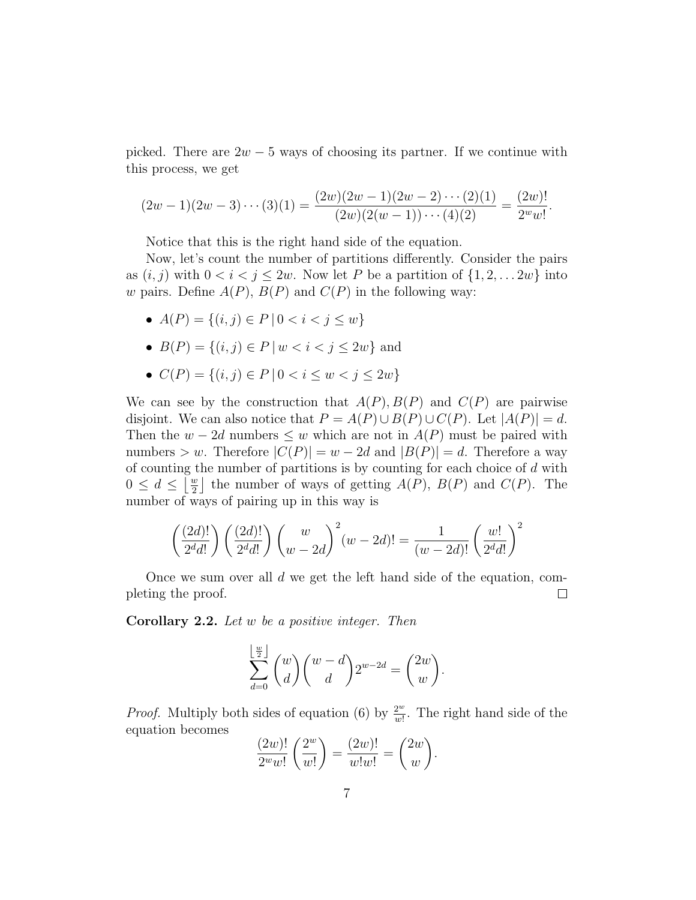picked. There are $2w-5$ ways of choosing its partner. If we continue with this process, we get

$$(2w-1)(2w-3)\cdots(3)(1) = \frac{(2w)(2w-1)(2w-2)\cdots(2)(1)}{(2w)(2(w-1))\cdots(4)(2)} = \frac{(2w)!}{2^w w!}.$$

Notice that this is the right hand side of the equation.

Now, let's count the number of partitions differently. Consider the pairs as $(i,j)$ with $0 < i < j \leq 2w$. Now let $P$ be a partition of $\{1, 2, \ldots 2w\}$ into $w$ pairs. Define $A(P)$, $B(P)$ and $C(P)$ in the following way:

- $A(P) = \{(i,j) \in P \,|\, 0 < i < j \leq w\}$
- $B(P) = \{(i,j) \in P \,|\, w < i < j \leq 2w\}$ and
- $C(P) = \{(i,j) \in P \,|\, 0 < i \leq w < j \leq 2w\}$

We can see by the construction that $A(P), B(P)$ and $C(P)$ are pairwise disjoint. We can also notice that $P = A(P) \cup B(P) \cup C(P)$. Let $|A(P)| = d$. Then the $w - 2d$ numbers $\leq w$ which are not in $A(P)$ must be paired with numbers $> w$. Therefore $|C(P)| = w - 2d$ and $|B(P)| = d$. Therefore a way of counting the number of partitions is by counting for each choice of $d$ with $0 \leq d \leq \left\lfloor \frac{w}{2} \right\rfloor$ the number of ways of getting $A(P)$, $B(P)$ and $C(P)$. The number of ways of pairing up in this way is

$$\left(\frac{(2d)!}{2^d d!}\right)\left(\frac{(2d)!}{2^d d!}\right)\binom{w}{w-2d}^2 (w-2d)! = \frac{1}{(w-2d)!}\left(\frac{w!}{2^d d!}\right)^2$$

Once we sum over all $d$ we get the left hand side of the equation, completing the proof. $\square$

**Corollary 2.2.** *Let $w$ be a positive integer. Then*

$$\sum_{d=0}^{\left\lfloor \frac{w}{2} \right\rfloor} \binom{w}{d}\binom{w-d}{d} 2^{w-2d} = \binom{2w}{w}.$$

*Proof.* Multiply both sides of equation (6) by $\frac{2^w}{w!}$. The right hand side of the equation becomes

$$\frac{(2w)!}{2^w w!}\left(\frac{2^w}{w!}\right) = \frac{(2w)!}{w! w!} = \binom{2w}{w}.$$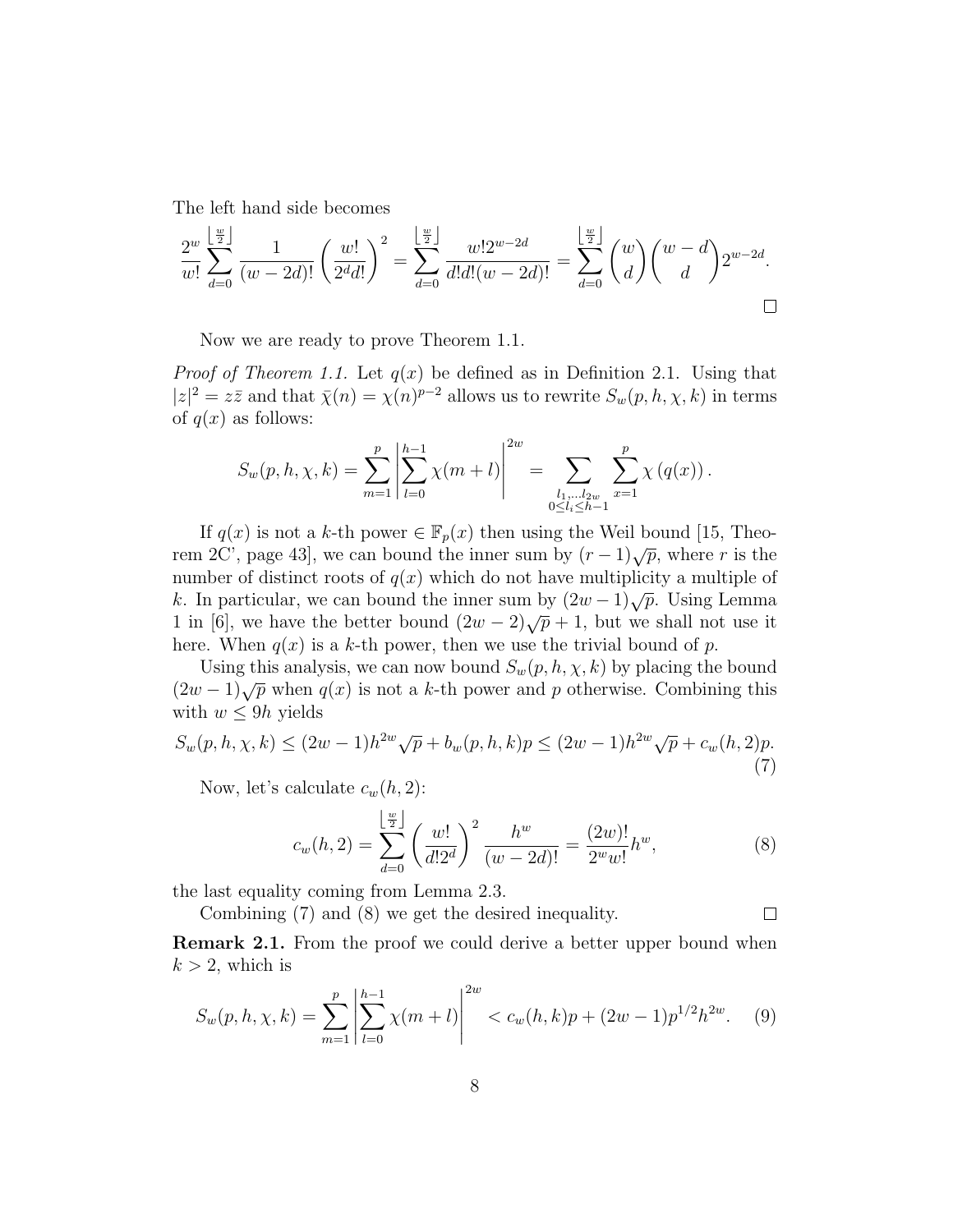The left hand side becomes

$$\frac{2^w}{w!}\sum_{d=0}^{\lfloor \frac{w}{2} \rfloor} \frac{1}{(w-2d)!}\left(\frac{w!}{2^d d!}\right)^2 = \sum_{d=0}^{\lfloor \frac{w}{2} \rfloor} \frac{w! 2^{w-2d}}{d!d!(w-2d)!} = \sum_{d=0}^{\lfloor \frac{w}{2} \rfloor} \binom{w}{d}\binom{w-d}{d} 2^{w-2d}.$$

□

Now we are ready to prove Theorem 1.1.

*Proof of Theorem 1.1.* Let $q(x)$ be defined as in Definition 2.1. Using that $|z|^2 = z\bar{z}$ and that $\bar{\chi}(n) = \chi(n)^{p-2}$ allows us to rewrite $S_w(p,h,\chi,k)$ in terms of $q(x)$ as follows:

$$S_w(p,h,\chi,k) = \sum_{m=1}^{p}\left|\sum_{l=0}^{h-1}\chi(m+l)\right|^{2w} = \sum_{\substack{l_1,\ldots l_{2w} \\ 0\le l_i \le h-1}} \sum_{x=1}^{p} \chi\left(q(x)\right).$$

If $q(x)$ is not a $k$-th power $\in \mathbb{F}_p(x)$ then using the Weil bound [15, Theorem 2C', page 43], we can bound the inner sum by $(r-1)\sqrt{p}$, where $r$ is the number of distinct roots of $q(x)$ which do not have multiplicity a multiple of $k$. In particular, we can bound the inner sum by $(2w-1)\sqrt{p}$. Using Lemma 1 in [6], we have the better bound $(2w-2)\sqrt{p}+1$, but we shall not use it here. When $q(x)$ is a $k$-th power, then we use the trivial bound of $p$.

Using this analysis, we can now bound $S_w(p,h,\chi,k)$ by placing the bound $(2w-1)\sqrt{p}$ when $q(x)$ is not a $k$-th power and $p$ otherwise. Combining this with $w \le 9h$ yields

$$S_w(p,h,\chi,k) \le (2w-1)h^{2w}\sqrt{p} + b_w(p,h,k)p \le (2w-1)h^{2w}\sqrt{p} + c_w(h,2)p. \tag{7}$$

Now, let's calculate $c_w(h,2)$:

$$c_w(h,2) = \sum_{d=0}^{\lfloor \frac{w}{2} \rfloor}\left(\frac{w!}{d!2^d}\right)^2 \frac{h^w}{(w-2d)!} = \frac{(2w)!}{2^w w!}h^w, \tag{8}$$

the last equality coming from Lemma 2.3.

Combining (7) and (8) we get the desired inequality. □

**Remark 2.1.** From the proof we could derive a better upper bound when $k > 2$, which is

$$S_w(p,h,\chi,k) = \sum_{m=1}^{p}\left|\sum_{l=0}^{h-1}\chi(m+l)\right|^{2w} < c_w(h,k)p + (2w-1)p^{1/2}h^{2w}. \tag{9}$$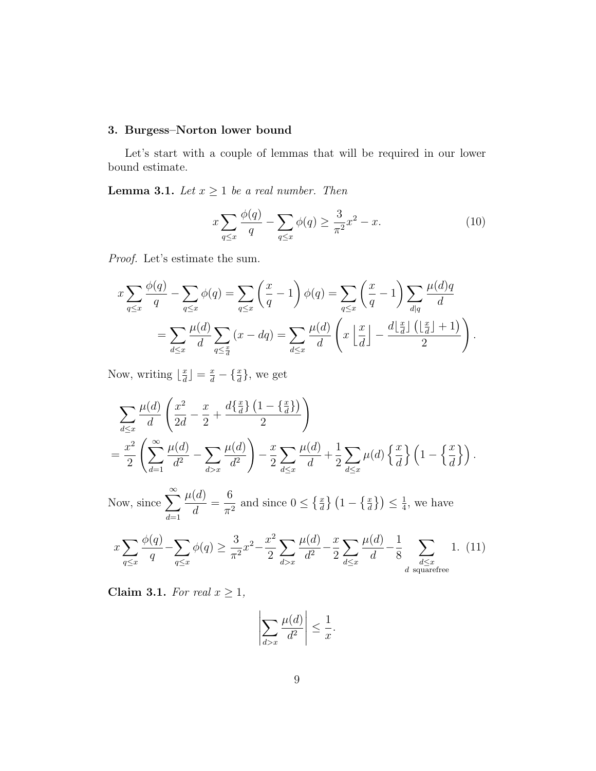### 3. Burgess–Norton lower bound

Let's start with a couple of lemmas that will be required in our lower bound estimate.

**Lemma 3.1.** *Let $x \geq 1$ be a real number. Then*

$$x \sum_{q \leq x} \frac{\phi(q)}{q} - \sum_{q \leq x} \phi(q) \geq \frac{3}{\pi^2} x^2 - x. \tag{10}$$

*Proof.* Let's estimate the sum.

$$\begin{aligned} x \sum_{q \leq x} \frac{\phi(q)}{q} - \sum_{q \leq x} \phi(q) &= \sum_{q \leq x} \left( \frac{x}{q} - 1 \right) \phi(q) = \sum_{q \leq x} \left( \frac{x}{q} - 1 \right) \sum_{d | q} \frac{\mu(d) q}{d} \\ &= \sum_{d \leq x} \frac{\mu(d)}{d} \sum_{q \leq \frac{x}{d}} (x - dq) = \sum_{d \leq x} \frac{\mu(d)}{d} \left( x \left\lfloor \frac{x}{d} \right\rfloor - \frac{d \lfloor \frac{x}{d} \rfloor \left( \lfloor \frac{x}{d} \rfloor + 1 \right)}{2} \right). \end{aligned}$$

Now, writing $\lfloor \frac{x}{d} \rfloor = \frac{x}{d} - \{ \frac{x}{d} \}$, we get

$$\begin{aligned} &\sum_{d \leq x} \frac{\mu(d)}{d} \left( \frac{x^2}{2d} - \frac{x}{2} + \frac{d \{ \frac{x}{d} \} \left( 1 - \{ \frac{x}{d} \} \right)}{2} \right) \\ &= \frac{x^2}{2} \left( \sum_{d=1}^{\infty} \frac{\mu(d)}{d^2} - \sum_{d > x} \frac{\mu(d)}{d^2} \right) - \frac{x}{2} \sum_{d \leq x} \frac{\mu(d)}{d} + \frac{1}{2} \sum_{d \leq x} \mu(d) \left\{ \frac{x}{d} \right\} \left( 1 - \left\{ \frac{x}{d} \right\} \right). \end{aligned}$$

Now, since $\displaystyle\sum_{d=1}^{\infty} \frac{\mu(d)}{d} = \frac{6}{\pi^2}$ and since $0 \leq \{ \frac{x}{d} \} \left( 1 - \{ \frac{x}{d} \} \right) \leq \frac{1}{4}$, we have

$$x \sum_{q \leq x} \frac{\phi(q)}{q} - \sum_{q \leq x} \phi(q) \geq \frac{3}{\pi^2} x^2 - \frac{x^2}{2} \sum_{d > x} \frac{\mu(d)}{d^2} - \frac{x}{2} \sum_{d \leq x} \frac{\mu(d)}{d} - \frac{1}{8} \sum_{\substack{d \leq x \\ d \text{ squarefree}}} 1. \tag{11}$$

**Claim 3.1.** *For real $x \geq 1$,*

$$\left| \sum_{d > x} \frac{\mu(d)}{d^2} \right| \leq \frac{1}{x}.$$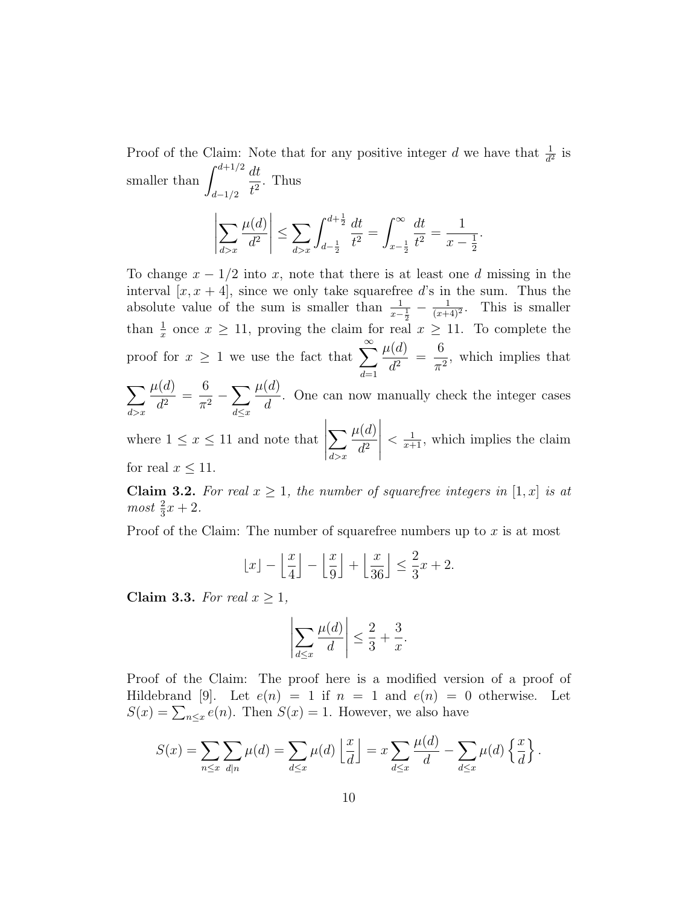Proof of the Claim: Note that for any positive integer $d$ we have that $\frac{1}{d^2}$ is smaller than $\displaystyle\int_{d-1/2}^{d+1/2} \frac{dt}{t^2}$. Thus

$$\left| \sum_{d>x} \frac{\mu(d)}{d^2} \right| \leq \sum_{d>x} \int_{d-\frac{1}{2}}^{d+\frac{1}{2}} \frac{dt}{t^2} = \int_{x-\frac{1}{2}}^{\infty} \frac{dt}{t^2} = \frac{1}{x-\frac{1}{2}}.$$

To change $x - 1/2$ into $x$, note that there is at least one $d$ missing in the interval $[x, x+4]$, since we only take squarefree $d$'s in the sum. Thus the absolute value of the sum is smaller than $\frac{1}{x-\frac{1}{2}} - \frac{1}{(x+4)^2}$. This is smaller than $\frac{1}{x}$ once $x \geq 11$, proving the claim for real $x \geq 11$. To complete the proof for $x \geq 1$ we use the fact that $\displaystyle\sum_{d=1}^{\infty} \frac{\mu(d)}{d^2} = \frac{6}{\pi^2}$, which implies that $\displaystyle\sum_{d>x} \frac{\mu(d)}{d^2} = \frac{6}{\pi^2} - \sum_{d \leq x} \frac{\mu(d)}{d}$. One can now manually check the integer cases where $1 \leq x \leq 11$ and note that $\left| \displaystyle\sum_{d>x} \frac{\mu(d)}{d^2} \right| < \frac{1}{x+1}$, which implies the claim for real $x \leq 11$.

**Claim 3.2.** *For real $x \geq 1$, the number of squarefree integers in $[1, x]$ is at most $\frac{2}{3}x + 2$.*

Proof of the Claim: The number of squarefree numbers up to $x$ is at most

$$\lfloor x \rfloor - \left\lfloor \frac{x}{4} \right\rfloor - \left\lfloor \frac{x}{9} \right\rfloor + \left\lfloor \frac{x}{36} \right\rfloor \leq \frac{2}{3}x + 2.$$

**Claim 3.3.** *For real $x \geq 1$,*

$$\left| \sum_{d \leq x} \frac{\mu(d)}{d} \right| \leq \frac{2}{3} + \frac{3}{x}.$$

Proof of the Claim: The proof here is a modified version of a proof of Hildebrand [9]. Let $e(n) = 1$ if $n = 1$ and $e(n) = 0$ otherwise. Let $S(x) = \sum_{n \leq x} e(n)$. Then $S(x) = 1$. However, we also have

$$S(x) = \sum_{n \leq x} \sum_{d|n} \mu(d) = \sum_{d \leq x} \mu(d) \left\lfloor \frac{x}{d} \right\rfloor = x \sum_{d \leq x} \frac{\mu(d)}{d} - \sum_{d \leq x} \mu(d) \left\{ \frac{x}{d} \right\}.$$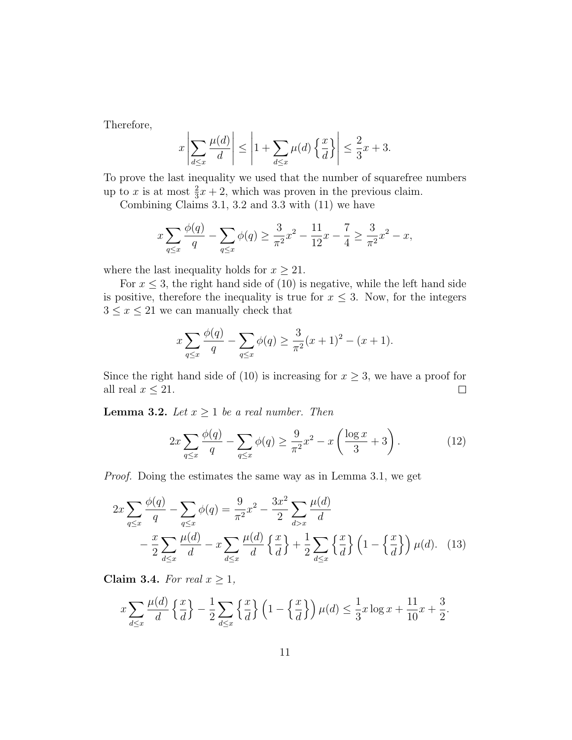Therefore,

$$x \left| \sum_{d \le x} \frac{\mu(d)}{d} \right| \le \left| 1 + \sum_{d \le x} \mu(d) \left\{ \frac{x}{d} \right\} \right| \le \frac{2}{3}x + 3.$$

To prove the last inequality we used that the number of squarefree numbers up to $x$ is at most $\frac{2}{3}x + 2$, which was proven in the previous claim.

Combining Claims 3.1, 3.2 and 3.3 with (11) we have

$$x \sum_{q \le x} \frac{\phi(q)}{q} - \sum_{q \le x} \phi(q) \ge \frac{3}{\pi^2}x^2 - \frac{11}{12}x - \frac{7}{4} \ge \frac{3}{\pi^2}x^2 - x,$$

where the last inequality holds for $x \ge 21$.

For $x \le 3$, the right hand side of (10) is negative, while the left hand side is positive, therefore the inequality is true for $x \le 3$. Now, for the integers $3 \le x \le 21$ we can manually check that

$$x \sum_{q \le x} \frac{\phi(q)}{q} - \sum_{q \le x} \phi(q) \ge \frac{3}{\pi^2}(x+1)^2 - (x+1).$$

Since the right hand side of (10) is increasing for $x \ge 3$, we have a proof for all real $x \le 21$. $\square$

**Lemma 3.2.** *Let $x \ge 1$ be a real number. Then*

$$2x \sum_{q \le x} \frac{\phi(q)}{q} - \sum_{q \le x} \phi(q) \ge \frac{9}{\pi^2}x^2 - x\left(\frac{\log x}{3} + 3\right). \tag{12}$$

*Proof.* Doing the estimates the same way as in Lemma 3.1, we get

$$2x \sum_{q \le x} \frac{\phi(q)}{q} - \sum_{q \le x} \phi(q) = \frac{9}{\pi^2}x^2 - \frac{3x^2}{2} \sum_{d > x} \frac{\mu(d)}{d} - \frac{x}{2} \sum_{d \le x} \frac{\mu(d)}{d} - x \sum_{d \le x} \frac{\mu(d)}{d} \left\{ \frac{x}{d} \right\} + \frac{1}{2} \sum_{d \le x} \left\{ \frac{x}{d} \right\} \left(1 - \left\{ \frac{x}{d} \right\}\right) \mu(d). \tag{13}$$

**Claim 3.4.** *For real $x \ge 1$,*

$$x \sum_{d \le x} \frac{\mu(d)}{d} \left\{ \frac{x}{d} \right\} - \frac{1}{2} \sum_{d \le x} \left\{ \frac{x}{d} \right\} \left(1 - \left\{ \frac{x}{d} \right\}\right) \mu(d) \le \frac{1}{3}x \log x + \frac{11}{10}x + \frac{3}{2}.$$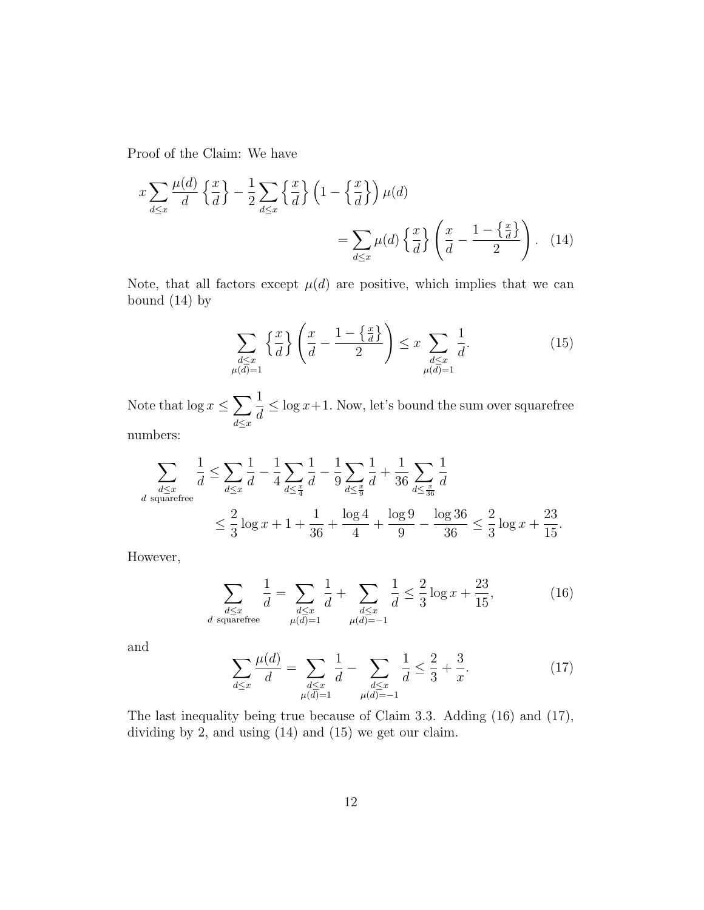Proof of the Claim: We have

$$x \sum_{d \le x} \frac{\mu(d)}{d} \left\{ \frac{x}{d} \right\} - \frac{1}{2} \sum_{d \le x} \left\{ \frac{x}{d} \right\} \left( 1 - \left\{ \frac{x}{d} \right\} \right) \mu(d)$$

$$= \sum_{d \le x} \mu(d) \left\{ \frac{x}{d} \right\} \left( \frac{x}{d} - \frac{1 - \left\{ \frac{x}{d} \right\}}{2} \right). \quad (14)$$

Note, that all factors except $\mu(d)$ are positive, which implies that we can bound (14) by

$$\sum_{\substack{d \le x \\ \mu(d)=1}} \left\{ \frac{x}{d} \right\} \left( \frac{x}{d} - \frac{1 - \left\{ \frac{x}{d} \right\}}{2} \right) \le x \sum_{\substack{d \le x \\ \mu(d)=1}} \frac{1}{d}. \quad (15)$$

Note that $\log x \le \sum_{d \le x} \frac{1}{d} \le \log x + 1$. Now, let's bound the sum over squarefree numbers:

$$\sum_{\substack{d \le x \\ d \text{ squarefree}}} \frac{1}{d} \le \sum_{d \le x} \frac{1}{d} - \frac{1}{4} \sum_{d \le \frac{x}{4}} \frac{1}{d} - \frac{1}{9} \sum_{d \le \frac{x}{9}} \frac{1}{d} + \frac{1}{36} \sum_{d \le \frac{x}{36}} \frac{1}{d}$$

$$\le \frac{2}{3} \log x + 1 + \frac{1}{36} + \frac{\log 4}{4} + \frac{\log 9}{9} - \frac{\log 36}{36} \le \frac{2}{3} \log x + \frac{23}{15}.$$

However,

$$\sum_{\substack{d \le x \\ d \text{ squarefree}}} \frac{1}{d} = \sum_{\substack{d \le x \\ \mu(d)=1}} \frac{1}{d} + \sum_{\substack{d \le x \\ \mu(d)=-1}} \frac{1}{d} \le \frac{2}{3} \log x + \frac{23}{15}, \quad (16)$$

and

$$\sum_{d \le x} \frac{\mu(d)}{d} = \sum_{\substack{d \le x \\ \mu(d)=1}} \frac{1}{d} - \sum_{\substack{d \le x \\ \mu(d)=-1}} \frac{1}{d} \le \frac{2}{3} + \frac{3}{x}. \quad (17)$$

The last inequality being true because of Claim 3.3. Adding (16) and (17), dividing by 2, and using (14) and (15) we get our claim.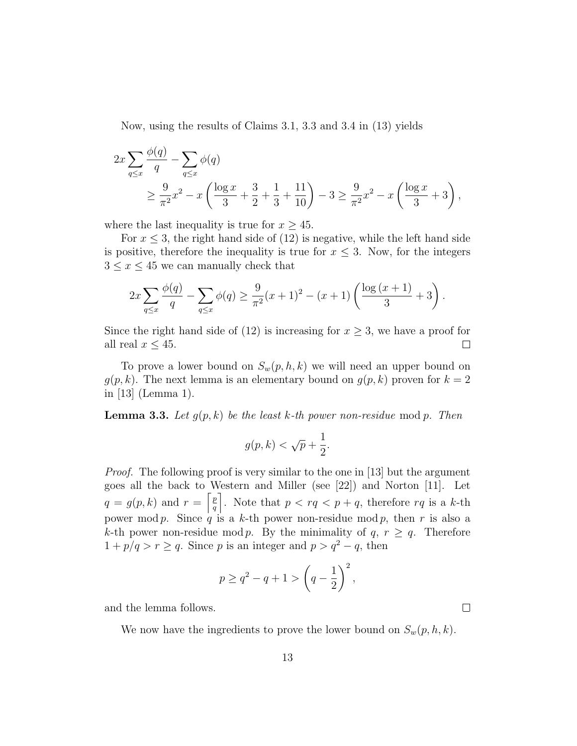Now, using the results of Claims 3.1, 3.3 and 3.4 in (13) yields

$$
\begin{aligned}
2x \sum_{q \le x} \frac{\phi(q)}{q} - \sum_{q \le x} \phi(q) \\
\ge \frac{9}{\pi^2} x^2 - x\left(\frac{\log x}{3} + \frac{3}{2} + \frac{1}{3} + \frac{11}{10}\right) - 3 \ge \frac{9}{\pi^2} x^2 - x\left(\frac{\log x}{3} + 3\right),
\end{aligned}
$$

where the last inequality is true for $x \ge 45$.

For $x \le 3$, the right hand side of (12) is negative, while the left hand side is positive, therefore the inequality is true for $x \le 3$. Now, for the integers $3 \le x \le 45$ we can manually check that

$$
2x \sum_{q \le x} \frac{\phi(q)}{q} - \sum_{q \le x} \phi(q) \ge \frac{9}{\pi^2}(x+1)^2 - (x+1)\left(\frac{\log(x+1)}{3} + 3\right).
$$

Since the right hand side of (12) is increasing for $x \ge 3$, we have a proof for all real $x \le 45$. □

To prove a lower bound on $S_w(p,h,k)$ we will need an upper bound on $g(p,k)$. The next lemma is an elementary bound on $g(p,k)$ proven for $k=2$ in [13] (Lemma 1).

**Lemma 3.3.** *Let $g(p,k)$ be the least $k$-th power non-residue* mod $p$. *Then*

$$
g(p,k) < \sqrt{p} + \frac{1}{2}.
$$

*Proof.* The following proof is very similar to the one in [13] but the argument goes all the back to Western and Miller (see [22]) and Norton [11]. Let $q = g(p,k)$ and $r = \left\lceil \frac{p}{q} \right\rceil$. Note that $p < rq < p + q$, therefore $rq$ is a $k$-th power mod $p$. Since $q$ is a $k$-th power non-residue mod $p$, then $r$ is also a $k$-th power non-residue mod $p$. By the minimality of $q$, $r \ge q$. Therefore $1 + p/q > r \ge q$. Since $p$ is an integer and $p > q^2 - q$, then

$$
p \ge q^2 - q + 1 > \left(q - \frac{1}{2}\right)^2,
$$

and the lemma follows. □

We now have the ingredients to prove the lower bound on $S_w(p,h,k)$.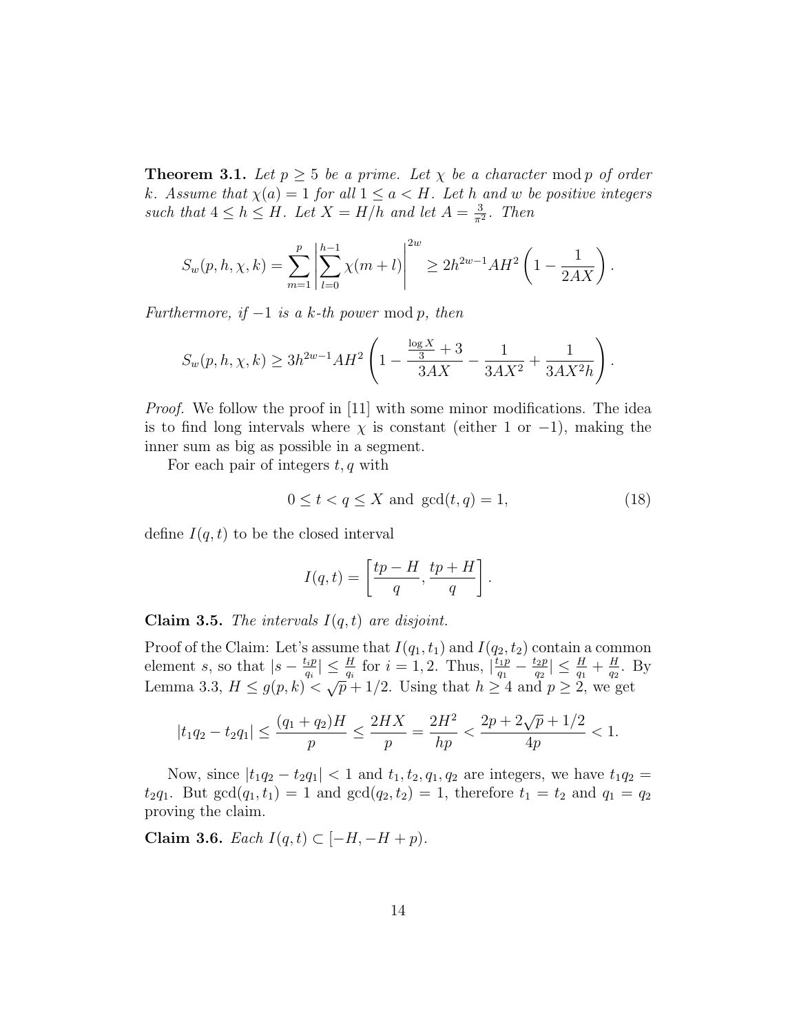**Theorem 3.1.** *Let $p \geq 5$ be a prime. Let $\chi$ be a character* $\bmod\, p$ *of order $k$. Assume that $\chi(a) = 1$ for all $1 \leq a < H$. Let $h$ and $w$ be positive integers such that $4 \leq h \leq H$. Let $X = H/h$ and let $A = \frac{3}{\pi^2}$. Then*

$$S_w(p, h, \chi, k) = \sum_{m=1}^{p} \left| \sum_{l=0}^{h-1} \chi(m+l) \right|^{2w} \geq 2h^{2w-1}AH^2 \left(1 - \frac{1}{2AX}\right).$$

*Furthermore, if $-1$ is a $k$-th power* $\bmod\, p$*, then*

$$S_w(p, h, \chi, k) \geq 3h^{2w-1}AH^2 \left(1 - \frac{\frac{\log X}{3} + 3}{3AX} - \frac{1}{3AX^2} + \frac{1}{3AX^2 h}\right).$$

*Proof.* We follow the proof in [11] with some minor modifications. The idea is to find long intervals where $\chi$ is constant (either 1 or $-1$), making the inner sum as big as possible in a segment.

For each pair of integers $t, q$ with

$$0 \leq t < q \leq X \text{ and } \gcd(t, q) = 1, \tag{18}$$

define $I(q, t)$ to be the closed interval

$$I(q, t) = \left[\frac{tp - H}{q}, \frac{tp + H}{q}\right].$$

**Claim 3.5.** *The intervals $I(q, t)$ are disjoint.*

Proof of the Claim: Let's assume that $I(q_1, t_1)$ and $I(q_2, t_2)$ contain a common element $s$, so that $|s - \frac{t_i p}{q_i}| \leq \frac{H}{q_i}$ for $i = 1, 2$. Thus, $|\frac{t_1 p}{q_1} - \frac{t_2 p}{q_2}| \leq \frac{H}{q_1} + \frac{H}{q_2}$. By Lemma 3.3, $H \leq g(p, k) < \sqrt{p} + 1/2$. Using that $h \geq 4$ and $p \geq 2$, we get

$$|t_1 q_2 - t_2 q_1| \leq \frac{(q_1 + q_2)H}{p} \leq \frac{2HX}{p} = \frac{2H^2}{hp} < \frac{2p + 2\sqrt{p} + 1/2}{4p} < 1.$$

Now, since $|t_1 q_2 - t_2 q_1| < 1$ and $t_1, t_2, q_1, q_2$ are integers, we have $t_1 q_2 = t_2 q_1$. But $\gcd(q_1, t_1) = 1$ and $\gcd(q_2, t_2) = 1$, therefore $t_1 = t_2$ and $q_1 = q_2$ proving the claim.

**Claim 3.6.** *Each $I(q, t) \subset [-H, -H + p)$.*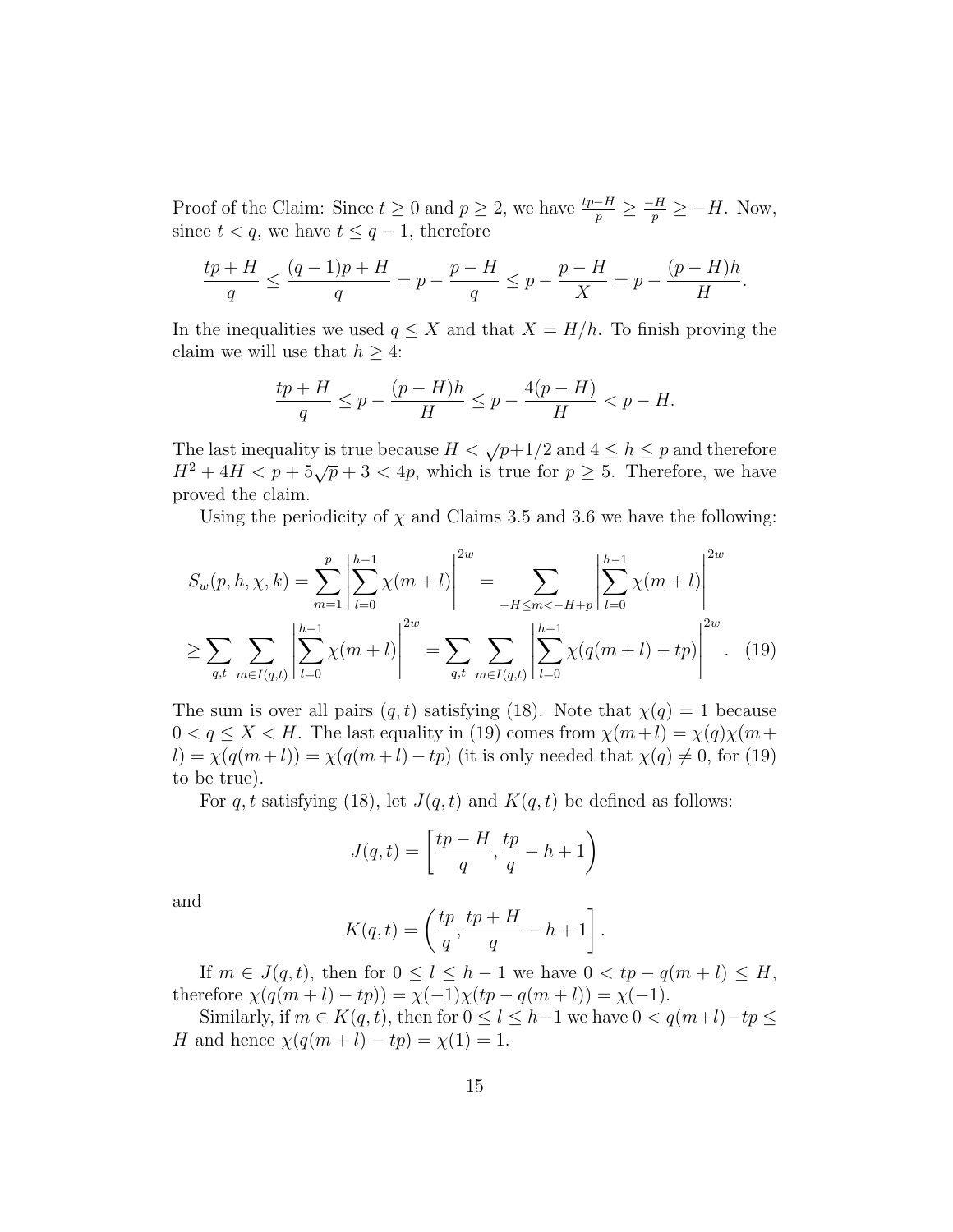Proof of the Claim: Since $t \geq 0$ and $p \geq 2$, we have $\frac{tp-H}{p} \geq \frac{-H}{p} \geq -H$. Now, since $t < q$, we have $t \leq q-1$, therefore

$$\frac{tp+H}{q} \leq \frac{(q-1)p+H}{q} = p - \frac{p-H}{q} \leq p - \frac{p-H}{X} = p - \frac{(p-H)h}{H}.$$

In the inequalities we used $q \leq X$ and that $X = H/h$. To finish proving the claim we will use that $h \geq 4$:

$$\frac{tp+H}{q} \leq p - \frac{(p-H)h}{H} \leq p - \frac{4(p-H)}{H} < p - H.$$

The last inequality is true because $H < \sqrt{p}+1/2$ and $4 \leq h \leq p$ and therefore $H^2 + 4H < p + 5\sqrt{p} + 3 < 4p$, which is true for $p \geq 5$. Therefore, we have proved the claim.

Using the periodicity of $\chi$ and Claims 3.5 and 3.6 we have the following:

$$S_w(p,h,\chi,k) = \sum_{m=1}^{p} \left| \sum_{l=0}^{h-1} \chi(m+l) \right|^{2w} = \sum_{-H \leq m < -H+p} \left| \sum_{l=0}^{h-1} \chi(m+l) \right|^{2w}$$

$$\geq \sum_{q,t} \sum_{m \in I(q,t)} \left| \sum_{l=0}^{h-1} \chi(m+l) \right|^{2w} = \sum_{q,t} \sum_{m \in I(q,t)} \left| \sum_{l=0}^{h-1} \chi(q(m+l)-tp) \right|^{2w}. \quad (19)$$

The sum is over all pairs $(q,t)$ satisfying (18). Note that $\chi(q) = 1$ because $0 < q \leq X < H$. The last equality in (19) comes from $\chi(m+l) = \chi(q)\chi(m+l) = \chi(q(m+l)) = \chi(q(m+l)-tp)$ (it is only needed that $\chi(q) \neq 0$, for (19) to be true).

For $q,t$ satisfying (18), let $J(q,t)$ and $K(q,t)$ be defined as follows:

$$J(q,t) = \left[ \frac{tp-H}{q}, \frac{tp}{q} - h + 1 \right)$$

and

$$K(q,t) = \left( \frac{tp}{q}, \frac{tp+H}{q} - h + 1 \right].$$

If $m \in J(q,t)$, then for $0 \leq l \leq h-1$ we have $0 < tp - q(m+l) \leq H$, therefore $\chi(q(m+l)-tp)) = \chi(-1)\chi(tp - q(m+l)) = \chi(-1)$.

Similarly, if $m \in K(q,t)$, then for $0 \leq l \leq h-1$ we have $0 < q(m+l)-tp \leq H$ and hence $\chi(q(m+l)-tp) = \chi(1) = 1$.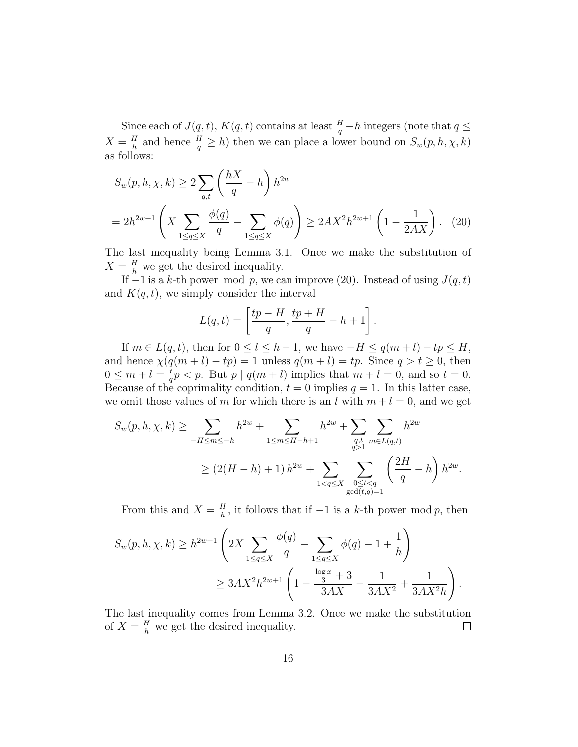Since each of $J(q,t)$, $K(q,t)$ contains at least $\frac{H}{q} - h$ integers (note that $q \leq X = \frac{H}{h}$ and hence $\frac{H}{q} \geq h$) then we can place a lower bound on $S_w(p,h,\chi,k)$ as follows:

$$
\begin{aligned}
S_w(p,h,\chi,k) &\geq 2 \sum_{q,t} \left( \frac{hX}{q} - h \right) h^{2w} \\
&= 2h^{2w+1} \left( X \sum_{1 \leq q \leq X} \frac{\phi(q)}{q} - \sum_{1 \leq q \leq X} \phi(q) \right) \geq 2AX^2 h^{2w+1} \left( 1 - \frac{1}{2AX} \right). \quad (20)
\end{aligned}
$$

The last inequality being Lemma 3.1. Once we make the substitution of $X = \frac{H}{h}$ we get the desired inequality.

If $-1$ is a $k$-th power $\bmod\ p$, we can improve (20). Instead of using $J(q,t)$ and $K(q,t)$, we simply consider the interval

$$
L(q,t) = \left[ \frac{tp - H}{q}, \frac{tp + H}{q} - h + 1 \right].
$$

If $m \in L(q,t)$, then for $0 \leq l \leq h-1$, we have $-H \leq q(m+l) - tp \leq H$, and hence $\chi(q(m+l) - tp) = 1$ unless $q(m+l) = tp$. Since $q > t \geq 0$, then $0 \leq m + l = \frac{t}{q} p < p$. But $p \mid q(m+l)$ implies that $m + l = 0$, and so $t = 0$. Because of the coprimality condition, $t = 0$ implies $q = 1$. In this latter case, we omit those values of $m$ for which there is an $l$ with $m + l = 0$, and we get

$$
\begin{aligned}
S_w(p,h,\chi,k) &\geq \sum_{-H \leq m \leq -h} h^{2w} + \sum_{1 \leq m \leq H-h+1} h^{2w} + \sum_{\substack{q,t \\ q>1}} \sum_{m \in L(q,t)} h^{2w} \\
&\geq (2(H-h)+1)\, h^{2w} + \sum_{1 < q \leq X} \sum_{\substack{0 \leq t < q \\ \gcd(t,q)=1}} \left( \frac{2H}{q} - h \right) h^{2w}.
\end{aligned}
$$

From this and $X = \frac{H}{h}$, it follows that if $-1$ is a $k$-th power $\bmod\, p$, then

$$
\begin{aligned}
S_w(p,h,\chi,k) &\geq h^{2w+1} \left( 2X \sum_{1 \leq q \leq X} \frac{\phi(q)}{q} - \sum_{1 \leq q \leq X} \phi(q) - 1 + \frac{1}{h} \right) \\
&\geq 3AX^2 h^{2w+1} \left( 1 - \frac{\frac{\log x}{3} + 3}{3AX} - \frac{1}{3AX^2} + \frac{1}{3AX^2 h} \right).
\end{aligned}
$$

The last inequality comes from Lemma 3.2. Once we make the substitution of $X = \frac{H}{h}$ we get the desired inequality. $\square$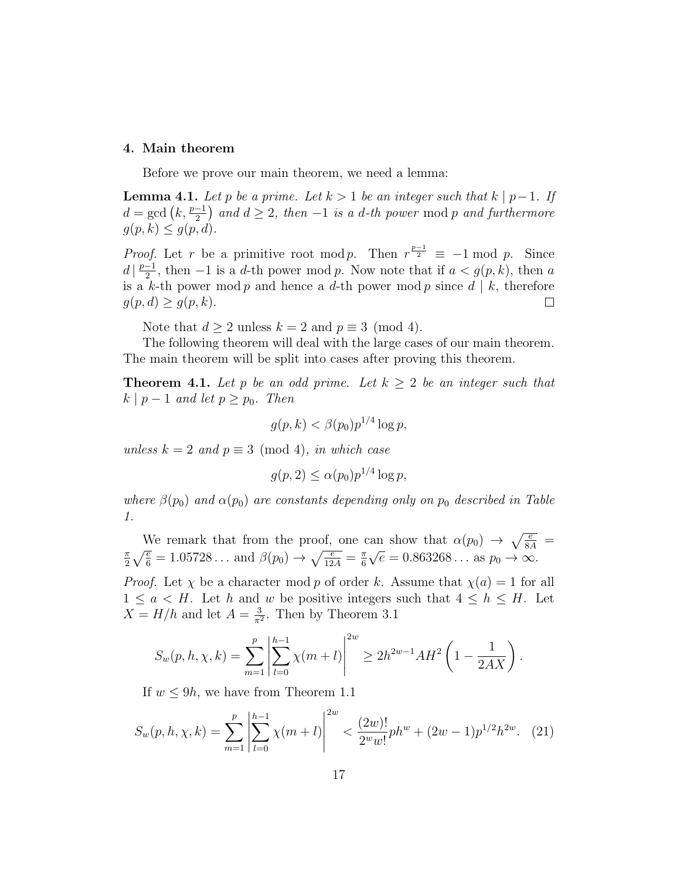## 4. Main theorem

Before we prove our main theorem, we need a lemma:

**Lemma 4.1.** *Let $p$ be a prime. Let $k > 1$ be an integer such that $k \mid p-1$. If $d = \gcd\left(k, \frac{p-1}{2}\right)$ and $d \geq 2$, then $-1$ is a $d$-th power $\bmod\, p$ and furthermore $g(p,k) \leq g(p,d)$.*

*Proof.* Let $r$ be a primitive root $\bmod\, p$. Then $r^{\frac{p-1}{2}} \equiv -1 \bmod p$. Since $d \mid \frac{p-1}{2}$, then $-1$ is a $d$-th power $\bmod\, p$. Now note that if $a < g(p,k)$, then $a$ is a $k$-th power $\bmod\, p$ and hence a $d$-th power $\bmod\, p$ since $d \mid k$, therefore $g(p,d) \geq g(p,k)$. ∎

Note that $d \geq 2$ unless $k = 2$ and $p \equiv 3 \pmod 4$.

The following theorem will deal with the large cases of our main theorem. The main theorem will be split into cases after proving this theorem.

**Theorem 4.1.** *Let $p$ be an odd prime. Let $k \geq 2$ be an integer such that $k \mid p-1$ and let $p \geq p_0$. Then*

$$g(p,k) < \beta(p_0) p^{1/4} \log p,$$

*unless $k = 2$ and $p \equiv 3 \pmod 4$, in which case*

$$g(p,2) \leq \alpha(p_0) p^{1/4} \log p,$$

*where $\beta(p_0)$ and $\alpha(p_0)$ are constants depending only on $p_0$ described in Table 1.*

We remark that from the proof, one can show that $\alpha(p_0) \to \sqrt{\frac{e}{8A}} = \frac{\pi}{2}\sqrt{\frac{e}{6}} = 1.05728\ldots$ and $\beta(p_0) \to \sqrt{\frac{e}{12A}} = \frac{\pi}{6}\sqrt{e} = 0.863268\ldots$ as $p_0 \to \infty$.

*Proof.* Let $\chi$ be a character $\bmod\, p$ of order $k$. Assume that $\chi(a) = 1$ for all $1 \leq a < H$. Let $h$ and $w$ be positive integers such that $4 \leq h \leq H$. Let $X = H/h$ and let $A = \frac{3}{\pi^2}$. Then by Theorem 3.1

$$S_w(p,h,\chi,k) = \sum_{m=1}^{p} \left| \sum_{l=0}^{h-1} \chi(m+l) \right|^{2w} \geq 2h^{2w-1} A H^2 \left(1 - \frac{1}{2AX}\right).$$

If $w \leq 9h$, we have from Theorem 1.1

$$S_w(p,h,\chi,k) = \sum_{m=1}^{p} \left| \sum_{l=0}^{h-1} \chi(m+l) \right|^{2w} < \frac{(2w)!}{2^w w!} p h^w + (2w-1) p^{1/2} h^{2w}. \quad (21)$$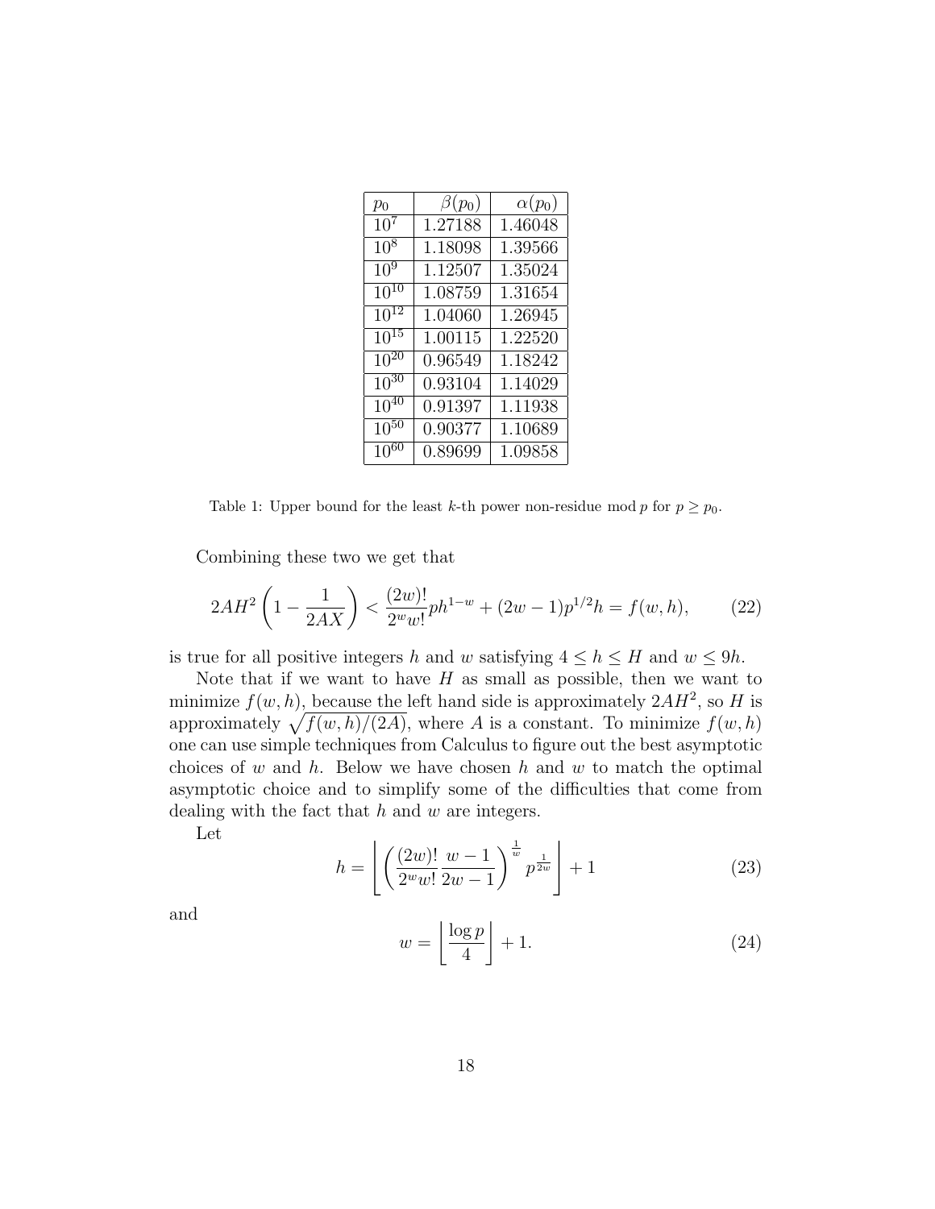| $p_0$ | $\beta(p_0)$ | $\alpha(p_0)$ |
|---|---|---|
| $10^7$ | 1.27188 | 1.46048 |
| $10^8$ | 1.18098 | 1.39566 |
| $10^9$ | 1.12507 | 1.35024 |
| $10^{10}$ | 1.08759 | 1.31654 |
| $10^{12}$ | 1.04060 | 1.26945 |
| $10^{15}$ | 1.00115 | 1.22520 |
| $10^{20}$ | 0.96549 | 1.18242 |
| $10^{30}$ | 0.93104 | 1.14029 |
| $10^{40}$ | 0.91397 | 1.11938 |
| $10^{50}$ | 0.90377 | 1.10689 |
| $10^{60}$ | 0.89699 | 1.09858 |

Table 1: Upper bound for the least $k$-th power non-residue mod $p$ for $p \geq p_0$.

Combining these two we get that

$$2AH^2\left(1 - \frac{1}{2AX}\right) < \frac{(2w)!}{2^w w!} p h^{1-w} + (2w-1)p^{1/2}h = f(w,h), \tag{22}$$

is true for all positive integers $h$ and $w$ satisfying $4 \leq h \leq H$ and $w \leq 9h$.

Note that if we want to have $H$ as small as possible, then we want to minimize $f(w,h)$, because the left hand side is approximately $2AH^2$, so $H$ is approximately $\sqrt{f(w,h)/(2A)}$, where $A$ is a constant. To minimize $f(w,h)$ one can use simple techniques from Calculus to figure out the best asymptotic choices of $w$ and $h$. Below we have chosen $h$ and $w$ to match the optimal asymptotic choice and to simplify some of the difficulties that come from dealing with the fact that $h$ and $w$ are integers.

Let

$$h = \left\lfloor \left(\frac{(2w)!}{2^w w!}\frac{w-1}{2w-1}\right)^{\frac{1}{w}} p^{\frac{1}{2w}} \right\rfloor + 1 \tag{23}$$

and

$$w = \left\lfloor \frac{\log p}{4} \right\rfloor + 1. \tag{24}$$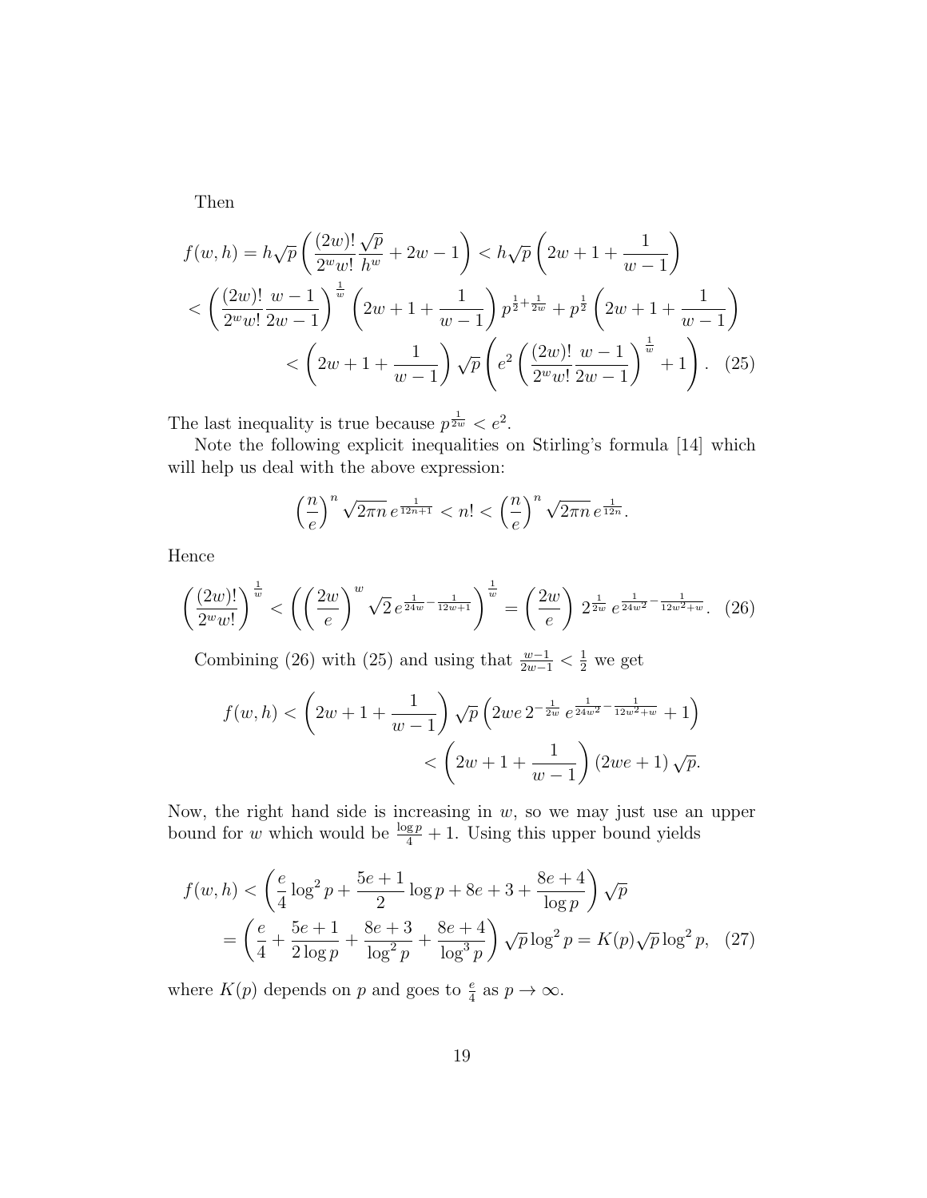Then

$$f(w,h) = h\sqrt{p}\left(\frac{(2w)!}{2^w w!}\frac{\sqrt{p}}{h^w} + 2w - 1\right) < h\sqrt{p}\left(2w + 1 + \frac{1}{w-1}\right)$$

$$< \left(\frac{(2w)!}{2^w w!}\frac{w-1}{2w-1}\right)^{\frac{1}{w}}\left(2w+1+\frac{1}{w-1}\right)p^{\frac{1}{2}+\frac{1}{2w}} + p^{\frac{1}{2}}\left(2w+1+\frac{1}{w-1}\right)$$

$$< \left(2w+1+\frac{1}{w-1}\right)\sqrt{p}\left(e^2\left(\frac{(2w)!}{2^w w!}\frac{w-1}{2w-1}\right)^{\frac{1}{w}} + 1\right). \quad (25)$$

The last inequality is true because $p^{\frac{1}{2w}} < e^2$.

Note the following explicit inequalities on Stirling's formula [14] which will help us deal with the above expression:

$$\left(\frac{n}{e}\right)^n \sqrt{2\pi n}\, e^{\frac{1}{12n+1}} < n! < \left(\frac{n}{e}\right)^n \sqrt{2\pi n}\, e^{\frac{1}{12n}}.$$

Hence

$$\left(\frac{(2w)!}{2^w w!}\right)^{\frac{1}{w}} < \left(\left(\frac{2w}{e}\right)^w \sqrt{2}\, e^{\frac{1}{24w}-\frac{1}{12w+1}}\right)^{\frac{1}{w}} = \left(\frac{2w}{e}\right) 2^{\frac{1}{2w}}\, e^{\frac{1}{24w^2}-\frac{1}{12w^2+w}}. \quad (26)$$

Combining (26) with (25) and using that $\frac{w-1}{2w-1} < \frac{1}{2}$ we get

$$f(w,h) < \left(2w+1+\frac{1}{w-1}\right)\sqrt{p}\left(2we\, 2^{-\frac{1}{2w}}\, e^{\frac{1}{24w^2}-\frac{1}{12w^2+w}} + 1\right)$$

$$< \left(2w+1+\frac{1}{w-1}\right)(2we+1)\sqrt{p}.$$

Now, the right hand side is increasing in $w$, so we may just use an upper bound for $w$ which would be $\frac{\log p}{4} + 1$. Using this upper bound yields

$$f(w,h) < \left(\frac{e}{4}\log^2 p + \frac{5e+1}{2}\log p + 8e + 3 + \frac{8e+4}{\log p}\right)\sqrt{p}$$

$$= \left(\frac{e}{4} + \frac{5e+1}{2\log p} + \frac{8e+3}{\log^2 p} + \frac{8e+4}{\log^3 p}\right)\sqrt{p}\log^2 p = K(p)\sqrt{p}\log^2 p, \quad (27)$$

where $K(p)$ depends on $p$ and goes to $\frac{e}{4}$ as $p \to \infty$.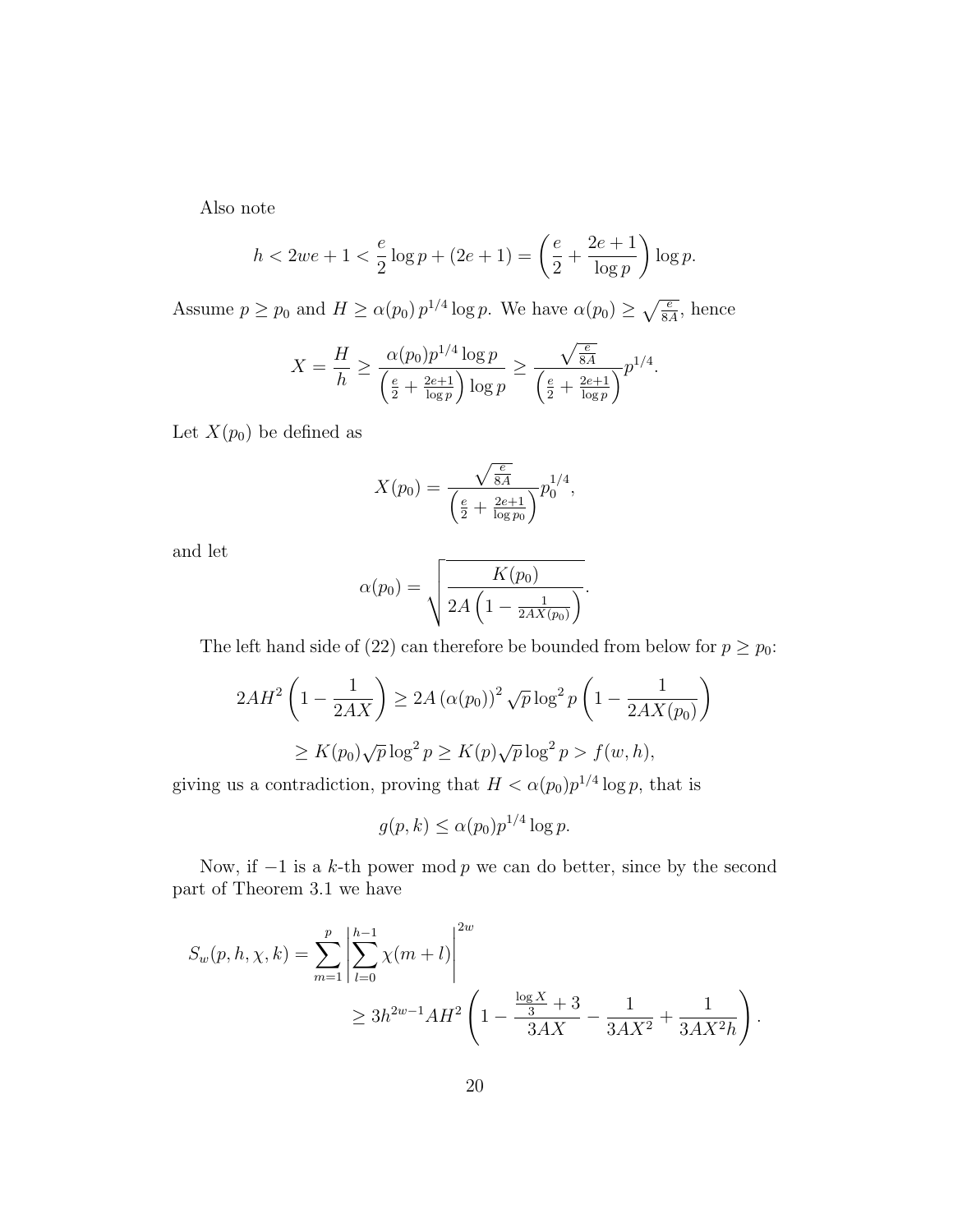Also note

$$h < 2we + 1 < \frac{e}{2}\log p + (2e+1) = \left(\frac{e}{2} + \frac{2e+1}{\log p}\right)\log p.$$

Assume $p \geq p_0$ and $H \geq \alpha(p_0)\, p^{1/4} \log p$. We have $\alpha(p_0) \geq \sqrt{\frac{e}{8A}}$, hence

$$X = \frac{H}{h} \geq \frac{\alpha(p_0) p^{1/4} \log p}{\left(\frac{e}{2} + \frac{2e+1}{\log p}\right)\log p} \geq \frac{\sqrt{\frac{e}{8A}}}{\left(\frac{e}{2} + \frac{2e+1}{\log p}\right)} p^{1/4}.$$

Let $X(p_0)$ be defined as

$$X(p_0) = \frac{\sqrt{\frac{e}{8A}}}{\left(\frac{e}{2} + \frac{2e+1}{\log p_0}\right)} p_0^{1/4},$$

and let

$$\alpha(p_0) = \sqrt{\frac{K(p_0)}{2A\left(1 - \frac{1}{2AX(p_0)}\right)}}.$$

The left hand side of (22) can therefore be bounded from below for $p \geq p_0$:

$$2AH^2\left(1 - \frac{1}{2AX}\right) \geq 2A\left(\alpha(p_0)\right)^2 \sqrt{p} \log^2 p \left(1 - \frac{1}{2AX(p_0)}\right)$$

$$\geq K(p_0)\sqrt{p}\log^2 p \geq K(p)\sqrt{p}\log^2 p > f(w,h),$$

giving us a contradiction, proving that $H < \alpha(p_0) p^{1/4} \log p$, that is

$$g(p,k) \leq \alpha(p_0) p^{1/4} \log p.$$

Now, if $-1$ is a $k$-th power mod $p$ we can do better, since by the second part of Theorem 3.1 we have

$$S_w(p,h,\chi,k) = \sum_{m=1}^{p} \left| \sum_{l=0}^{h-1} \chi(m+l) \right|^{2w}$$
$$\geq 3h^{2w-1}AH^2\left(1 - \frac{\frac{\log X}{3} + 3}{3AX} - \frac{1}{3AX^2} + \frac{1}{3AX^2 h}\right).$$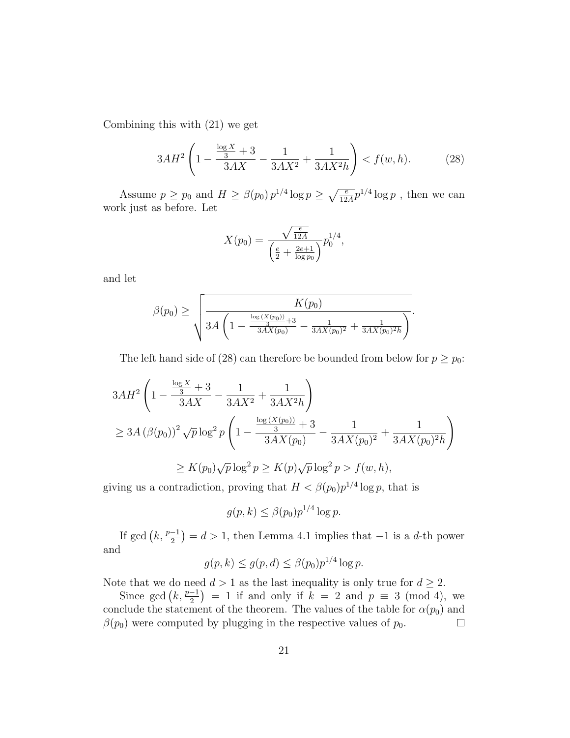Combining this with (21) we get

$$3AH^2\left(1-\frac{\frac{\log X}{3}+3}{3AX}-\frac{1}{3AX^2}+\frac{1}{3AX^2h}\right)<f(w,h). \tag{28}$$

Assume $p\geq p_0$ and $H\geq \beta(p_0)\,p^{1/4}\log p \geq \sqrt{\frac{e}{12A}}p^{1/4}\log p$ , then we can work just as before. Let

$$X(p_0)=\frac{\sqrt{\frac{e}{12A}}}{\left(\frac{e}{2}+\frac{2e+1}{\log p_0}\right)}p_0^{1/4},$$

and let

$$\beta(p_0)\geq\sqrt{\frac{K(p_0)}{3A\left(1-\frac{\frac{\log(X(p_0))}{3}+3}{3AX(p_0)}-\frac{1}{3AX(p_0)^2}+\frac{1}{3AX(p_0)^2h}\right)}}.$$

The left hand side of (28) can therefore be bounded from below for $p\geq p_0$:

$$\begin{aligned}
&3AH^2\left(1-\frac{\frac{\log X}{3}+3}{3AX}-\frac{1}{3AX^2}+\frac{1}{3AX^2h}\right)\\
&\geq 3A\left(\beta(p_0)\right)^2\sqrt{p}\log^2 p\left(1-\frac{\frac{\log(X(p_0))}{3}+3}{3AX(p_0)}-\frac{1}{3AX(p_0)^2}+\frac{1}{3AX(p_0)^2h}\right)\\
&\qquad\geq K(p_0)\sqrt{p}\log^2 p\geq K(p)\sqrt{p}\log^2 p>f(w,h),
\end{aligned}$$

giving us a contradiction, proving that $H<\beta(p_0)p^{1/4}\log p$, that is

$$g(p,k)\leq\beta(p_0)p^{1/4}\log p.$$

If $\gcd\left(k,\frac{p-1}{2}\right)=d>1$, then Lemma 4.1 implies that $-1$ is a $d$-th power and

$$g(p,k)\leq g(p,d)\leq\beta(p_0)p^{1/4}\log p.$$

Note that we do need $d>1$ as the last inequality is only true for $d\geq 2$.

Since $\gcd\left(k,\frac{p-1}{2}\right)=1$ if and only if $k=2$ and $p\equiv 3 \pmod 4$, we conclude the statement of the theorem. The values of the table for $\alpha(p_0)$ and $\beta(p_0)$ were computed by plugging in the respective values of $p_0$. $\square$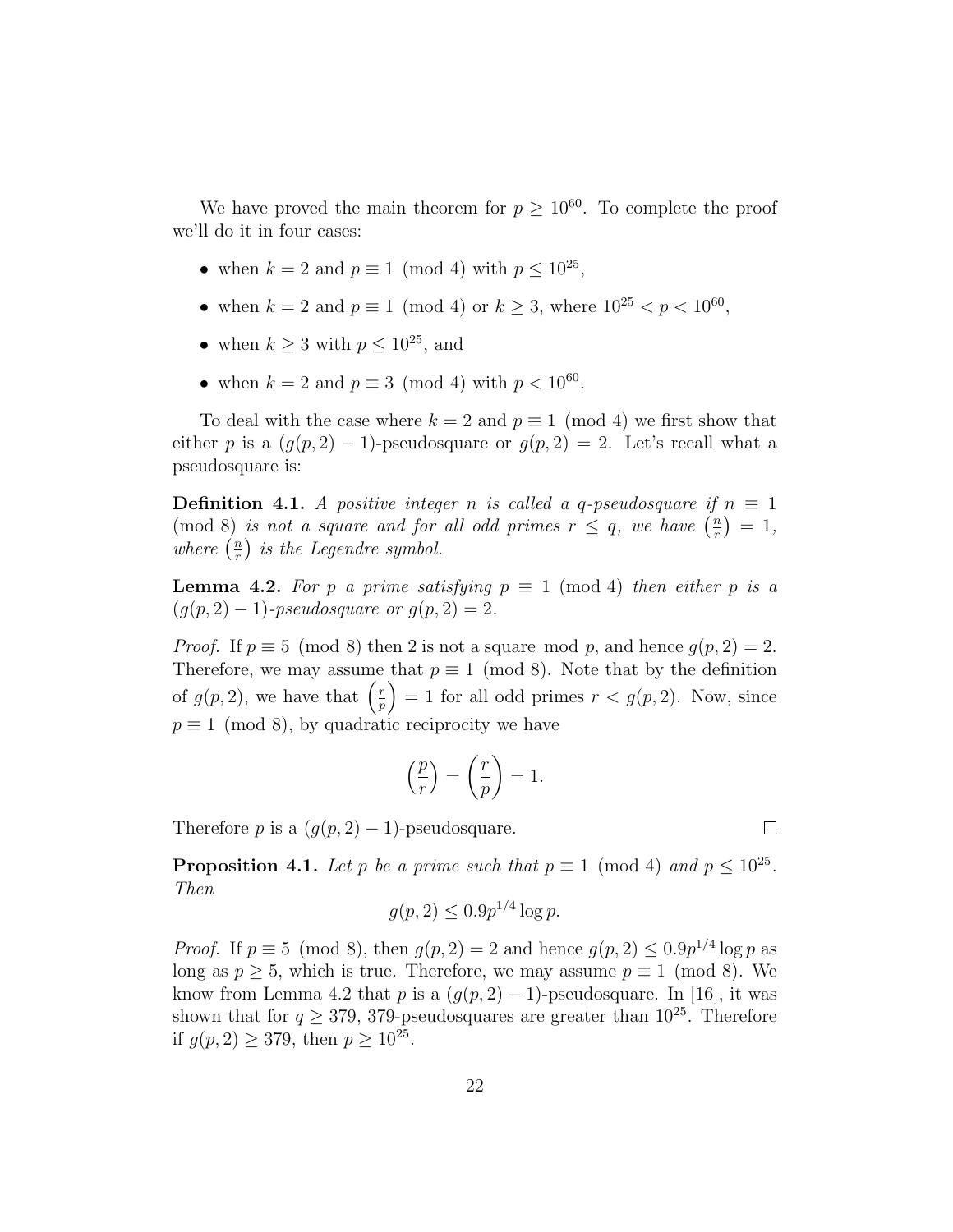We have proved the main theorem for $p \geq 10^{60}$. To complete the proof we'll do it in four cases:

- when $k = 2$ and $p \equiv 1 \pmod 4$ with $p \leq 10^{25}$,
- when $k = 2$ and $p \equiv 1 \pmod 4$ or $k \geq 3$, where $10^{25} < p < 10^{60}$,
- when $k \geq 3$ with $p \leq 10^{25}$, and
- when $k = 2$ and $p \equiv 3 \pmod 4$ with $p < 10^{60}$.

To deal with the case where $k = 2$ and $p \equiv 1 \pmod 4$ we first show that either $p$ is a $(g(p, 2) - 1)$-pseudosquare or $g(p, 2) = 2$. Let's recall what a pseudosquare is:

**Definition 4.1.** *A positive integer $n$ is called a $q$-pseudosquare if $n \equiv 1 \pmod 8$ is not a square and for all odd primes $r \leq q$, we have $\left(\frac{n}{r}\right) = 1$, where $\left(\frac{n}{r}\right)$ is the Legendre symbol.*

**Lemma 4.2.** *For $p$ a prime satisfying $p \equiv 1 \pmod 4$ then either $p$ is a $(g(p, 2) - 1)$-pseudosquare or $g(p, 2) = 2$.*

*Proof.* If $p \equiv 5 \pmod 8$ then 2 is not a square mod $p$, and hence $g(p, 2) = 2$. Therefore, we may assume that $p \equiv 1 \pmod 8$. Note that by the definition of $g(p, 2)$, we have that $\left(\frac{r}{p}\right) = 1$ for all odd primes $r < g(p, 2)$. Now, since $p \equiv 1 \pmod 8$, by quadratic reciprocity we have

$$\left(\frac{p}{r}\right) = \left(\frac{r}{p}\right) = 1.$$

Therefore $p$ is a $(g(p, 2) - 1)$-pseudosquare. $\square$

**Proposition 4.1.** *Let $p$ be a prime such that $p \equiv 1 \pmod 4$ and $p \leq 10^{25}$. Then*

$$g(p, 2) \leq 0.9 p^{1/4} \log p.$$

*Proof.* If $p \equiv 5 \pmod 8$, then $g(p, 2) = 2$ and hence $g(p, 2) \leq 0.9 p^{1/4} \log p$ as long as $p \geq 5$, which is true. Therefore, we may assume $p \equiv 1 \pmod 8$. We know from Lemma 4.2 that $p$ is a $(g(p, 2) - 1)$-pseudosquare. In [16], it was shown that for $q \geq 379$, 379-pseudosquares are greater than $10^{25}$. Therefore if $g(p, 2) \geq 379$, then $p \geq 10^{25}$.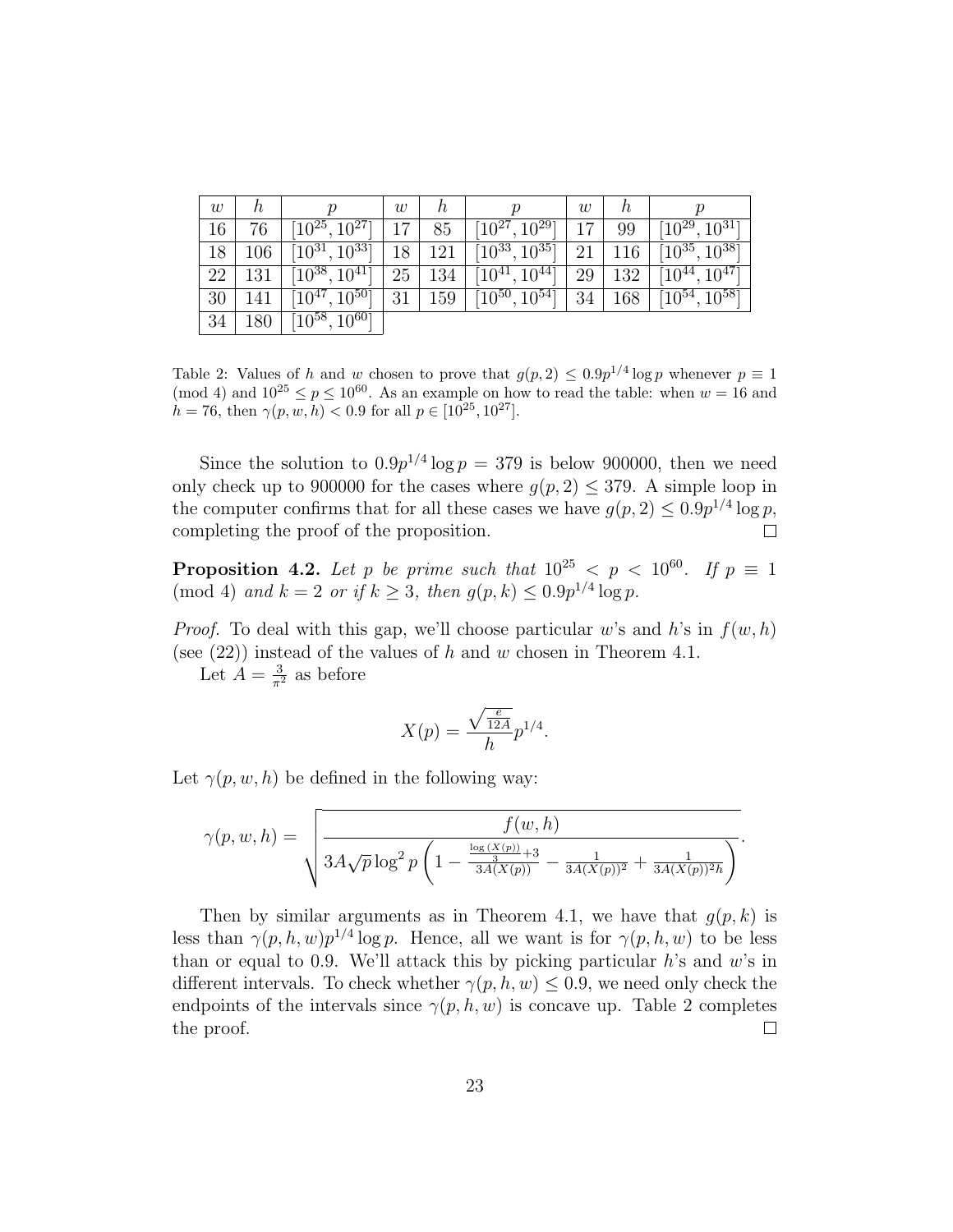| $w$ | $h$ | $p$ | $w$ | $h$ | $p$ | $w$ | $h$ | $p$ |
|---|---|---|---|---|---|---|---|---|
| 16 | 76 | $[10^{25}, 10^{27}]$ | 17 | 85 | $[10^{27}, 10^{29}]$ | 17 | 99 | $[10^{29}, 10^{31}]$ |
| 18 | 106 | $[10^{31}, 10^{33}]$ | 18 | 121 | $[10^{33}, 10^{35}]$ | 21 | 116 | $[10^{35}, 10^{38}]$ |
| 22 | 131 | $[10^{38}, 10^{41}]$ | 25 | 134 | $[10^{41}, 10^{44}]$ | 29 | 132 | $[10^{44}, 10^{47}]$ |
| 30 | 141 | $[10^{47}, 10^{50}]$ | 31 | 159 | $[10^{50}, 10^{54}]$ | 34 | 168 | $[10^{54}, 10^{58}]$ |
| 34 | 180 | $[10^{58}, 10^{60}]$ | | | | | | |

Table 2: Values of $h$ and $w$ chosen to prove that $g(p, 2) \leq 0.9p^{1/4} \log p$ whenever $p \equiv 1 \pmod 4$ and $10^{25} \leq p \leq 10^{60}$. As an example on how to read the table: when $w = 16$ and $h = 76$, then $\gamma(p, w, h) < 0.9$ for all $p \in [10^{25}, 10^{27}]$.

Since the solution to $0.9p^{1/4} \log p = 379$ is below 900000, then we need only check up to 900000 for the cases where $g(p, 2) \leq 379$. A simple loop in the computer confirms that for all these cases we have $g(p, 2) \leq 0.9p^{1/4} \log p$, completing the proof of the proposition. □

**Proposition 4.2.** *Let $p$ be prime such that $10^{25} < p < 10^{60}$. If $p \equiv 1 \pmod 4$ and $k = 2$ or if $k \geq 3$, then $g(p, k) \leq 0.9p^{1/4} \log p$.*

*Proof.* To deal with this gap, we'll choose particular $w$'s and $h$'s in $f(w, h)$ (see (22)) instead of the values of $h$ and $w$ chosen in Theorem 4.1.

Let $A = \frac{3}{\pi^2}$ as before

$$X(p) = \frac{\sqrt{\frac{e}{12A}}}{h} p^{1/4}.$$

Let $\gamma(p, w, h)$ be defined in the following way:

$$\gamma(p, w, h) = \sqrt{\frac{f(w, h)}{3A\sqrt{p} \log^2 p \left(1 - \frac{\frac{\log (X(p))}{3} + 3}{3A(X(p))} - \frac{1}{3A(X(p))^2} + \frac{1}{3A(X(p))^2 h}\right)}}.$$

Then by similar arguments as in Theorem 4.1, we have that $g(p, k)$ is less than $\gamma(p, h, w) p^{1/4} \log p$. Hence, all we want is for $\gamma(p, h, w)$ to be less than or equal to 0.9. We'll attack this by picking particular $h$'s and $w$'s in different intervals. To check whether $\gamma(p, h, w) \leq 0.9$, we need only check the endpoints of the intervals since $\gamma(p, h, w)$ is concave up. Table 2 completes the proof. □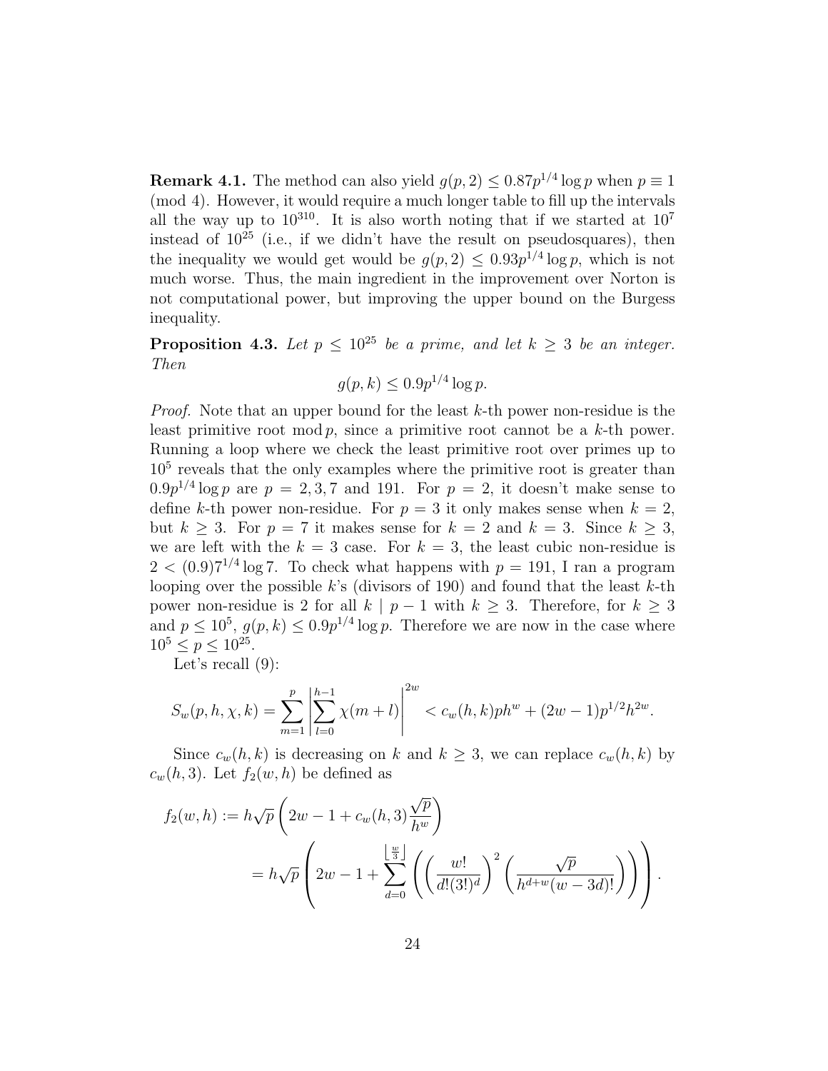**Remark 4.1.** The method can also yield $g(p, 2) \leq 0.87p^{1/4} \log p$ when $p \equiv 1 \pmod 4$. However, it would require a much longer table to fill up the intervals all the way up to $10^{310}$. It is also worth noting that if we started at $10^7$ instead of $10^{25}$ (i.e., if we didn't have the result on pseudosquares), then the inequality we would get would be $g(p, 2) \leq 0.93p^{1/4} \log p$, which is not much worse. Thus, the main ingredient in the improvement over Norton is not computational power, but improving the upper bound on the Burgess inequality.

**Proposition 4.3.** *Let $p \leq 10^{25}$ be a prime, and let $k \geq 3$ be an integer. Then*

$$g(p, k) \leq 0.9p^{1/4} \log p.$$

*Proof.* Note that an upper bound for the least $k$-th power non-residue is the least primitive root $\bmod\, p$, since a primitive root cannot be a $k$-th power. Running a loop where we check the least primitive root over primes up to $10^5$ reveals that the only examples where the primitive root is greater than $0.9p^{1/4} \log p$ are $p = 2, 3, 7$ and $191$. For $p = 2$, it doesn't make sense to define $k$-th power non-residue. For $p = 3$ it only makes sense when $k = 2$, but $k \geq 3$. For $p = 7$ it makes sense for $k = 2$ and $k = 3$. Since $k \geq 3$, we are left with the $k = 3$ case. For $k = 3$, the least cubic non-residue is $2 < (0.9)7^{1/4} \log 7$. To check what happens with $p = 191$, I ran a program looping over the possible $k$'s (divisors of 190) and found that the least $k$-th power non-residue is 2 for all $k \mid p - 1$ with $k \geq 3$. Therefore, for $k \geq 3$ and $p \leq 10^5$, $g(p, k) \leq 0.9p^{1/4} \log p$. Therefore we are now in the case where $10^5 \leq p \leq 10^{25}$.

Let's recall (9):

$$S_w(p, h, \chi, k) = \sum_{m=1}^{p} \left| \sum_{l=0}^{h-1} \chi(m + l) \right|^{2w} < c_w(h, k)ph^w + (2w - 1)p^{1/2}h^{2w}.$$

Since $c_w(h, k)$ is decreasing on $k$ and $k \geq 3$, we can replace $c_w(h, k)$ by $c_w(h, 3)$. Let $f_2(w, h)$ be defined as

$$\begin{aligned} f_2(w, h) &:= h\sqrt{p} \left( 2w - 1 + c_w(h, 3) \frac{\sqrt{p}}{h^w} \right) \\ &= h\sqrt{p} \left( 2w - 1 + \sum_{d=0}^{\left\lfloor \frac{w}{3} \right\rfloor} \left( \left( \frac{w!}{d!(3!)^d} \right)^2 \left( \frac{\sqrt{p}}{h^{d+w}(w - 3d)!} \right) \right) \right). \end{aligned}$$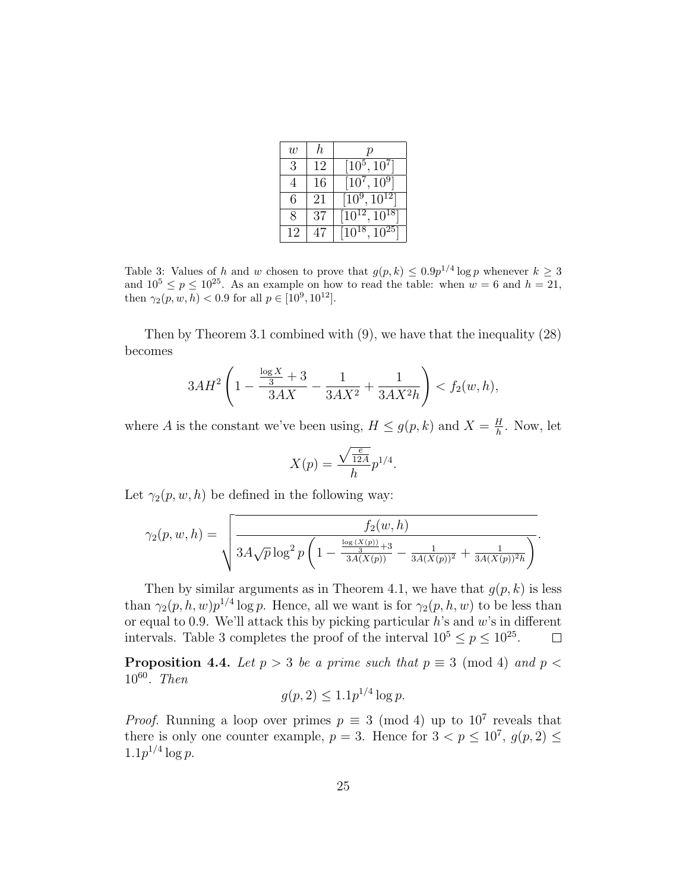| $w$ | $h$ | $p$ |
|---|---|---|
| 3 | 12 | $[10^5, 10^7]$ |
| 4 | 16 | $[10^7, 10^9]$ |
| 6 | 21 | $[10^9, 10^{12}]$ |
| 8 | 37 | $[10^{12}, 10^{18}]$ |
| 12 | 47 | $[10^{18}, 10^{25}]$ |

Table 3: Values of $h$ and $w$ chosen to prove that $g(p,k) \le 0.9p^{1/4}\log p$ whenever $k \ge 3$ and $10^5 \le p \le 10^{25}$. As an example on how to read the table: when $w = 6$ and $h = 21$, then $\gamma_2(p,w,h) < 0.9$ for all $p \in [10^9, 10^{12}]$.

Then by Theorem 3.1 combined with (9), we have that the inequality (28) becomes

$$3AH^2\left(1 - \frac{\frac{\log X}{3} + 3}{3AX} - \frac{1}{3AX^2} + \frac{1}{3AX^2h}\right) < f_2(w,h),$$

where $A$ is the constant we've been using, $H \le g(p,k)$ and $X = \frac{H}{h}$. Now, let

$$X(p) = \frac{\sqrt{\frac{e}{12A}}}{h}p^{1/4}.$$

Let $\gamma_2(p,w,h)$ be defined in the following way:

$$\gamma_2(p,w,h) = \sqrt{\frac{f_2(w,h)}{3A\sqrt{p}\log^2 p\left(1 - \frac{\frac{\log(X(p))}{3}+3}{3A(X(p))} - \frac{1}{3A(X(p))^2} + \frac{1}{3A(X(p))^2h}\right)}}.$$

Then by similar arguments as in Theorem 4.1, we have that $g(p,k)$ is less than $\gamma_2(p,h,w)p^{1/4}\log p$. Hence, all we want is for $\gamma_2(p,h,w)$ to be less than or equal to 0.9. We'll attack this by picking particular $h$'s and $w$'s in different intervals. Table 3 completes the proof of the interval $10^5 \le p \le 10^{25}$. $\square$

**Proposition 4.4.** *Let $p > 3$ be a prime such that $p \equiv 3 \pmod 4$ and $p < 10^{60}$. Then*

$$g(p,2) \le 1.1p^{1/4}\log p.$$

*Proof.* Running a loop over primes $p \equiv 3 \pmod 4$ up to $10^7$ reveals that there is only one counter example, $p = 3$. Hence for $3 < p \le 10^7$, $g(p,2) \le 1.1p^{1/4}\log p$.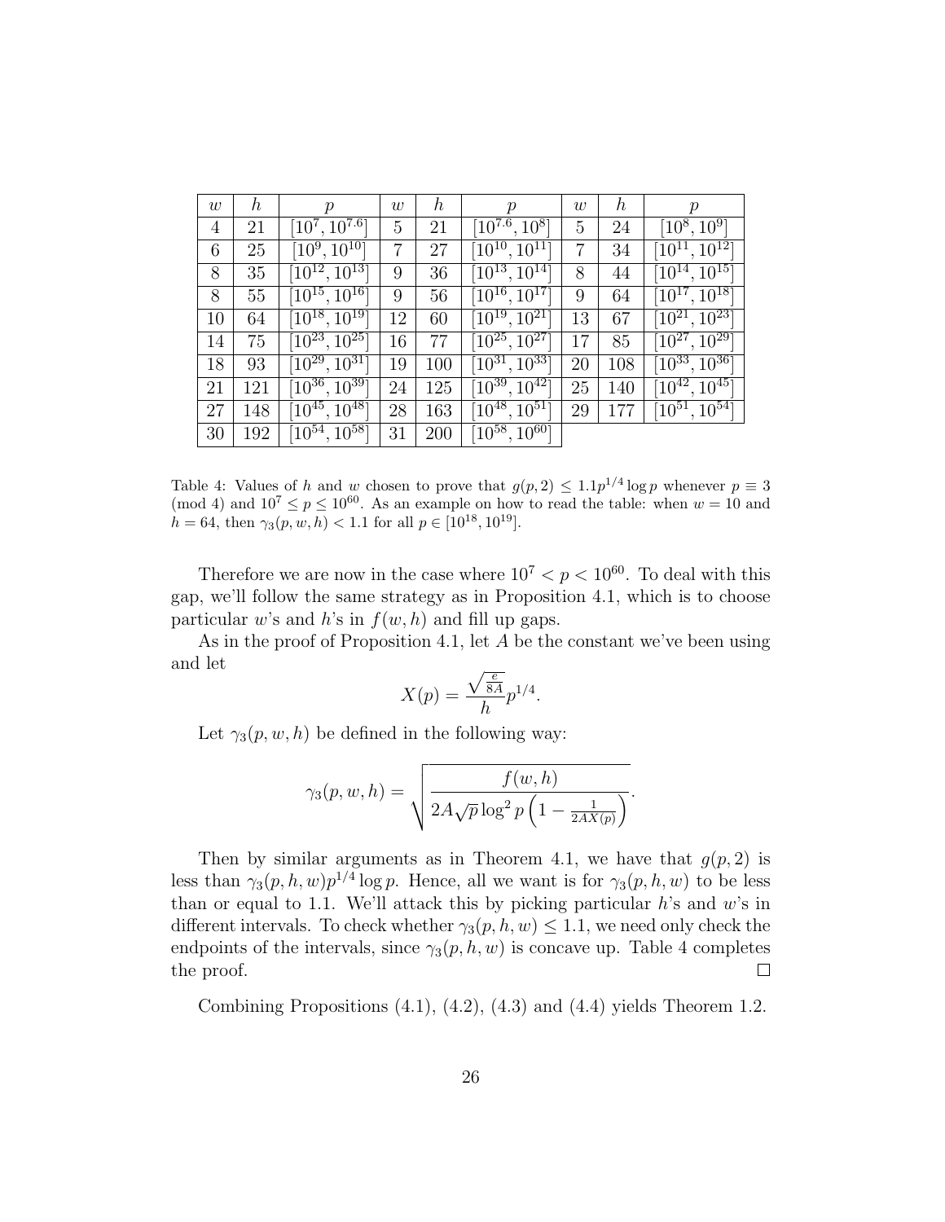| $w$ | $h$ | $p$ | $w$ | $h$ | $p$ | $w$ | $h$ | $p$ |
|---|---|---|---|---|---|---|---|---|
| 4 | 21 | $[10^7, 10^{7.6}]$ | 5 | 21 | $[10^{7.6}, 10^8]$ | 5 | 24 | $[10^8, 10^9]$ |
| 6 | 25 | $[10^9, 10^{10}]$ | 7 | 27 | $[10^{10}, 10^{11}]$ | 7 | 34 | $[10^{11}, 10^{12}]$ |
| 8 | 35 | $[10^{12}, 10^{13}]$ | 9 | 36 | $[10^{13}, 10^{14}]$ | 8 | 44 | $[10^{14}, 10^{15}]$ |
| 8 | 55 | $[10^{15}, 10^{16}]$ | 9 | 56 | $[10^{16}, 10^{17}]$ | 9 | 64 | $[10^{17}, 10^{18}]$ |
| 10 | 64 | $[10^{18}, 10^{19}]$ | 12 | 60 | $[10^{19}, 10^{21}]$ | 13 | 67 | $[10^{21}, 10^{23}]$ |
| 14 | 75 | $[10^{23}, 10^{25}]$ | 16 | 77 | $[10^{25}, 10^{27}]$ | 17 | 85 | $[10^{27}, 10^{29}]$ |
| 18 | 93 | $[10^{29}, 10^{31}]$ | 19 | 100 | $[10^{31}, 10^{33}]$ | 20 | 108 | $[10^{33}, 10^{36}]$ |
| 21 | 121 | $[10^{36}, 10^{39}]$ | 24 | 125 | $[10^{39}, 10^{42}]$ | 25 | 140 | $[10^{42}, 10^{45}]$ |
| 27 | 148 | $[10^{45}, 10^{48}]$ | 28 | 163 | $[10^{48}, 10^{51}]$ | 29 | 177 | $[10^{51}, 10^{54}]$ |
| 30 | 192 | $[10^{54}, 10^{58}]$ | 31 | 200 | $[10^{58}, 10^{60}]$ | | | |

Table 4: Values of $h$ and $w$ chosen to prove that $g(p, 2) \leq 1.1p^{1/4} \log p$ whenever $p \equiv 3 \pmod 4$ and $10^7 \leq p \leq 10^{60}$. As an example on how to read the table: when $w = 10$ and $h = 64$, then $\gamma_3(p, w, h) < 1.1$ for all $p \in [10^{18}, 10^{19}]$.

Therefore we are now in the case where $10^7 < p < 10^{60}$. To deal with this gap, we'll follow the same strategy as in Proposition 4.1, which is to choose particular $w$'s and $h$'s in $f(w, h)$ and fill up gaps.

As in the proof of Proposition 4.1, let $A$ be the constant we've been using and let

$$X(p) = \frac{\sqrt{\frac{e}{8A}}}{h} p^{1/4}.$$

Let $\gamma_3(p, w, h)$ be defined in the following way:

$$\gamma_3(p, w, h) = \sqrt{\frac{f(w, h)}{2A\sqrt{p}\log^2 p\left(1 - \frac{1}{2AX(p)}\right)}}.$$

Then by similar arguments as in Theorem 4.1, we have that $g(p, 2)$ is less than $\gamma_3(p, h, w)p^{1/4} \log p$. Hence, all we want is for $\gamma_3(p, h, w)$ to be less than or equal to 1.1. We'll attack this by picking particular $h$'s and $w$'s in different intervals. To check whether $\gamma_3(p, h, w) \leq 1.1$, we need only check the endpoints of the intervals, since $\gamma_3(p, h, w)$ is concave up. Table 4 completes the proof. $\square$

Combining Propositions (4.1), (4.2), (4.3) and (4.4) yields Theorem 1.2.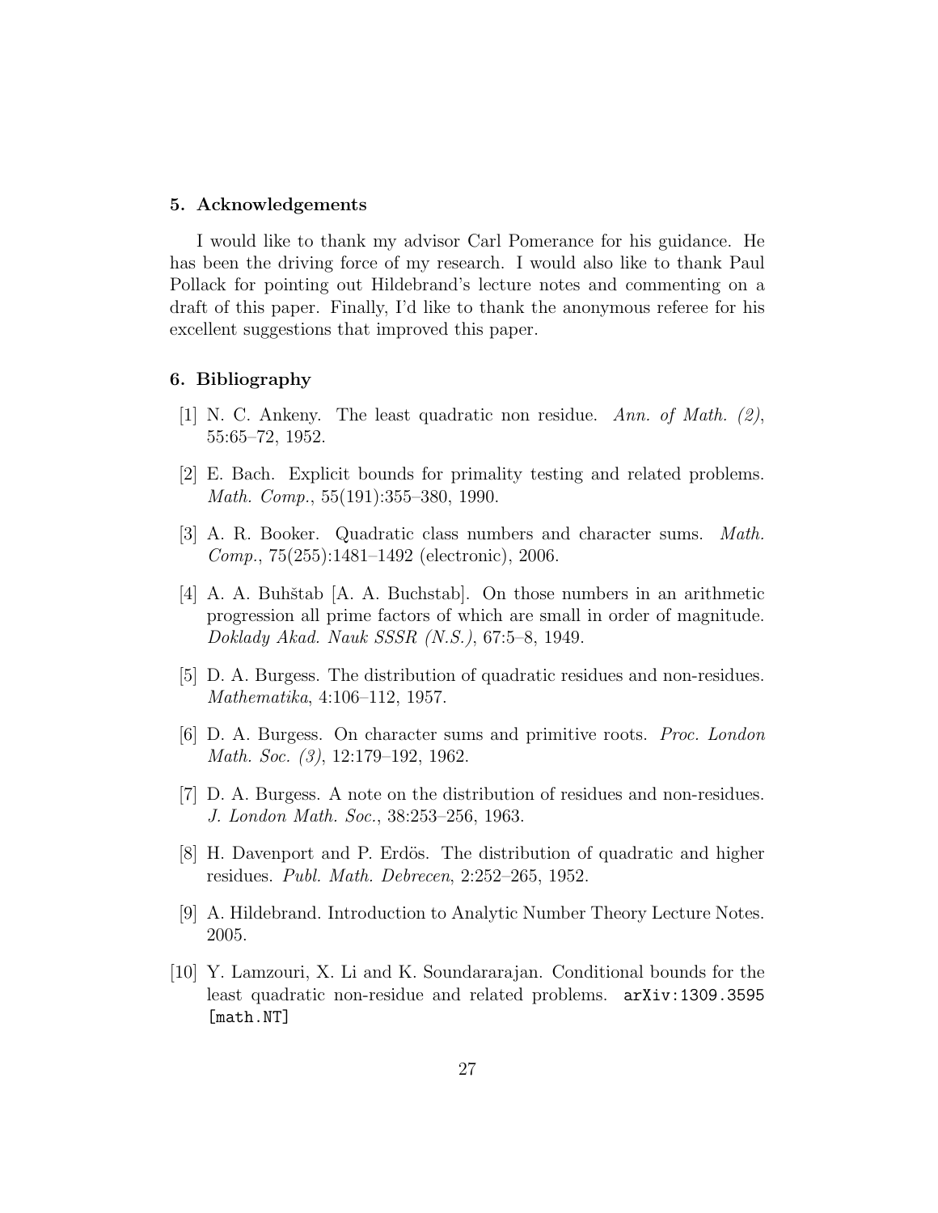## 5. Acknowledgements

I would like to thank my advisor Carl Pomerance for his guidance. He has been the driving force of my research. I would also like to thank Paul Pollack for pointing out Hildebrand's lecture notes and commenting on a draft of this paper. Finally, I'd like to thank the anonymous referee for his excellent suggestions that improved this paper.

## 6. Bibliography

[1] N. C. Ankeny. The least quadratic non residue. *Ann. of Math. (2)*, 55:65–72, 1952.

[2] E. Bach. Explicit bounds for primality testing and related problems. *Math. Comp.*, 55(191):355–380, 1990.

[3] A. R. Booker. Quadratic class numbers and character sums. *Math. Comp.*, 75(255):1481–1492 (electronic), 2006.

[4] A. A. Buhštab [A. A. Buchstab]. On those numbers in an arithmetic progression all prime factors of which are small in order of magnitude. *Doklady Akad. Nauk SSSR (N.S.)*, 67:5–8, 1949.

[5] D. A. Burgess. The distribution of quadratic residues and non-residues. *Mathematika*, 4:106–112, 1957.

[6] D. A. Burgess. On character sums and primitive roots. *Proc. London Math. Soc. (3)*, 12:179–192, 1962.

[7] D. A. Burgess. A note on the distribution of residues and non-residues. *J. London Math. Soc.*, 38:253–256, 1963.

[8] H. Davenport and P. Erdös. The distribution of quadratic and higher residues. *Publ. Math. Debrecen*, 2:252–265, 1952.

[9] A. Hildebrand. Introduction to Analytic Number Theory Lecture Notes. 2005.

[10] Y. Lamzouri, X. Li and K. Soundararajan. Conditional bounds for the least quadratic non-residue and related problems. `arXiv:1309.3595 [math.NT]`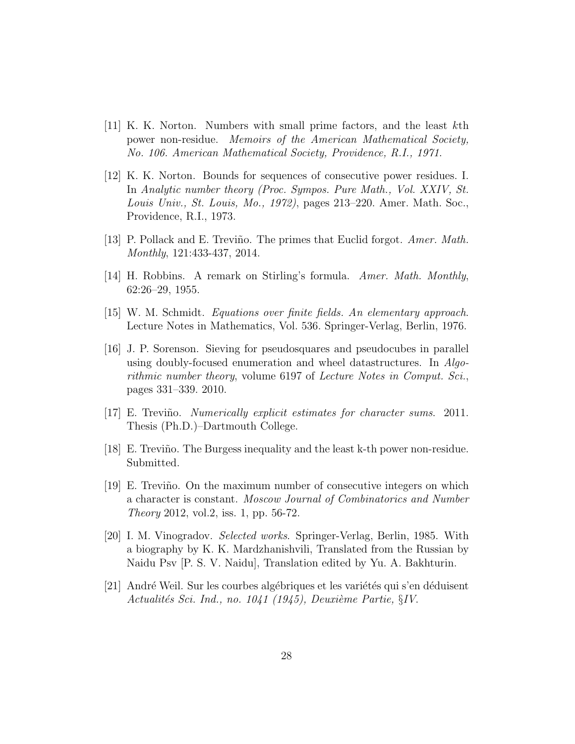[11] K. K. Norton. Numbers with small prime factors, and the least $k$th power non-residue. *Memoirs of the American Mathematical Society, No. 106. American Mathematical Society, Providence, R.I., 1971.*

[12] K. K. Norton. Bounds for sequences of consecutive power residues. I. In *Analytic number theory (Proc. Sympos. Pure Math., Vol. XXIV, St. Louis Univ., St. Louis, Mo., 1972)*, pages 213–220. Amer. Math. Soc., Providence, R.I., 1973.

[13] P. Pollack and E. Treviño. The primes that Euclid forgot. *Amer. Math. Monthly*, 121:433-437, 2014.

[14] H. Robbins. A remark on Stirling's formula. *Amer. Math. Monthly*, 62:26–29, 1955.

[15] W. M. Schmidt. *Equations over finite fields. An elementary approach*. Lecture Notes in Mathematics, Vol. 536. Springer-Verlag, Berlin, 1976.

[16] J. P. Sorenson. Sieving for pseudosquares and pseudocubes in parallel using doubly-focused enumeration and wheel datastructures. In *Algorithmic number theory*, volume 6197 of *Lecture Notes in Comput. Sci.*, pages 331–339. 2010.

[17] E. Treviño. *Numerically explicit estimates for character sums.* 2011. Thesis (Ph.D.)–Dartmouth College.

[18] E. Treviño. The Burgess inequality and the least k-th power non-residue. Submitted.

[19] E. Treviño. On the maximum number of consecutive integers on which a character is constant. *Moscow Journal of Combinatorics and Number Theory* 2012, vol.2, iss. 1, pp. 56-72.

[20] I. M. Vinogradov. *Selected works.* Springer-Verlag, Berlin, 1985. With a biography by K. K. Mardzhanishvili, Translated from the Russian by Naidu Psv [P. S. V. Naidu], Translation edited by Yu. A. Bakhturin.

[21] André Weil. Sur les courbes algébriques et les variétés qui s'en déduisent *Actualités Sci. Ind., no. 1041 (1945), Deuxième Partie, §IV.*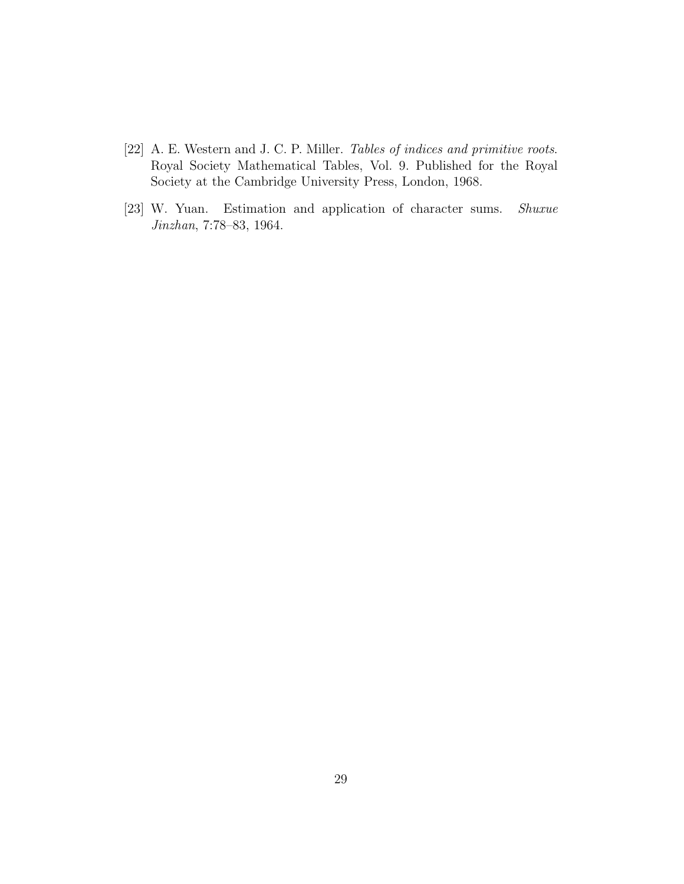[22] A. E. Western and J. C. P. Miller. *Tables of indices and primitive roots*. Royal Society Mathematical Tables, Vol. 9. Published for the Royal Society at the Cambridge University Press, London, 1968.

[23] W. Yuan. Estimation and application of character sums. *Shuxue Jinzhan*, 7:78–83, 1964.